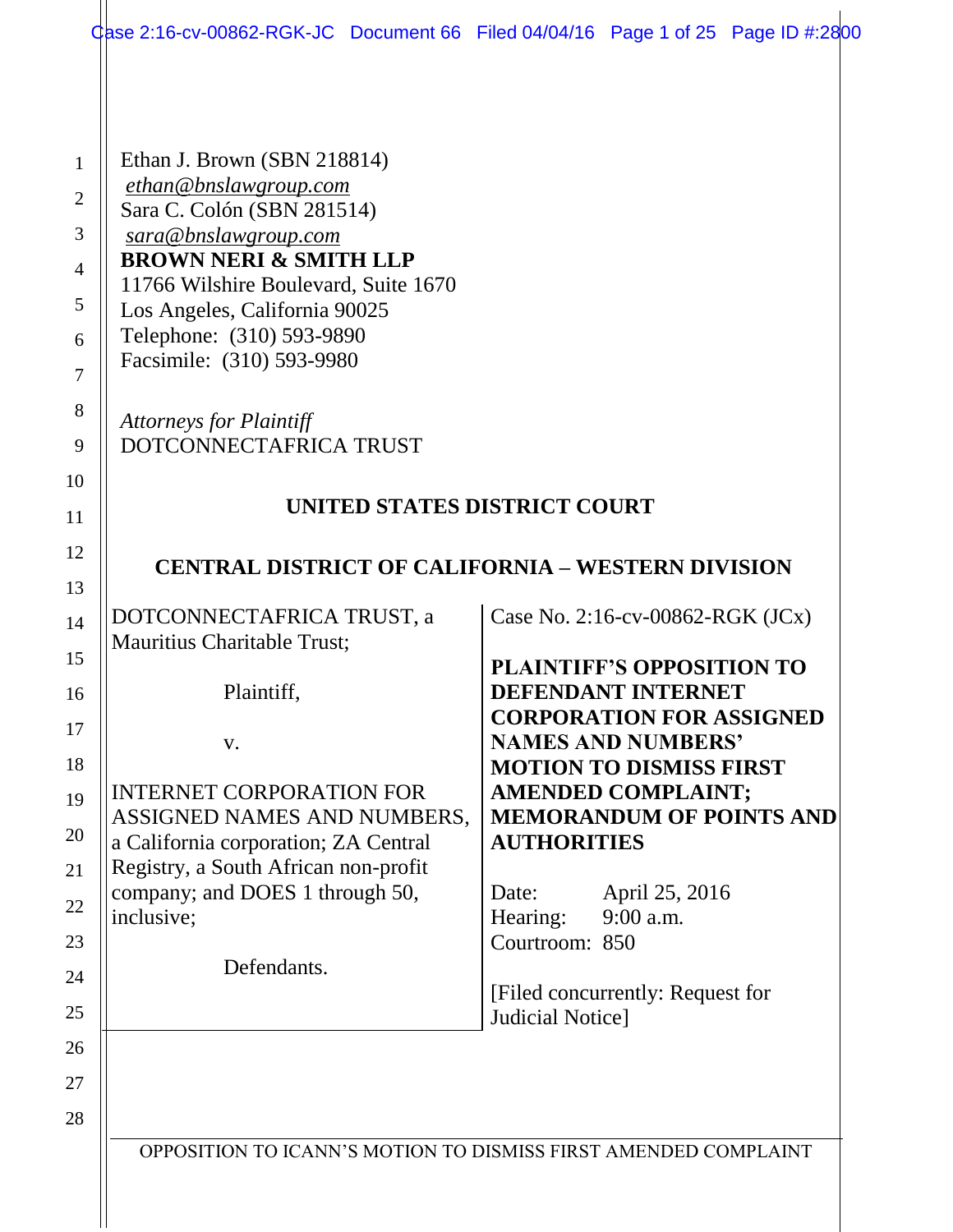Ethan J. Brown (SBN 218814)
*ethan@bnslawgroup.com*
Sara C. Colón (SBN 281514)
*sara@bnslawgroup.com*
**BROWN NERI & SMITH LLP**
11766 Wilshire Boulevard, Suite 1670
Los Angeles, California 90025
Telephone: (310) 593-9890
Facsimile: (310) 593-9980

*Attorneys for Plaintiff*
DOTCONNECTAFRICA TRUST

**UNITED STATES DISTRICT COURT**

**CENTRAL DISTRICT OF CALIFORNIA – WESTERN DIVISION**

| | |
|---|---|
| DOTCONNECTAFRICA TRUST, a Mauritius Charitable Trust;<br><br>Plaintiff,<br><br>v.<br><br>INTERNET CORPORATION FOR ASSIGNED NAMES AND NUMBERS, a California corporation; ZA Central Registry, a South African non-profit company; and DOES 1 through 50, inclusive;<br><br>Defendants. | Case No. 2:16-cv-00862-RGK (JCx)<br><br>**PLAINTIFF'S OPPOSITION TO DEFENDANT INTERNET CORPORATION FOR ASSIGNED NAMES AND NUMBERS' MOTION TO DISMISS FIRST AMENDED COMPLAINT; MEMORANDUM OF POINTS AND AUTHORITIES**<br><br>Date: April 25, 2016<br>Hearing: 9:00 a.m.<br>Courtroom: 850<br><br>[Filed concurrently: Request for Judicial Notice] |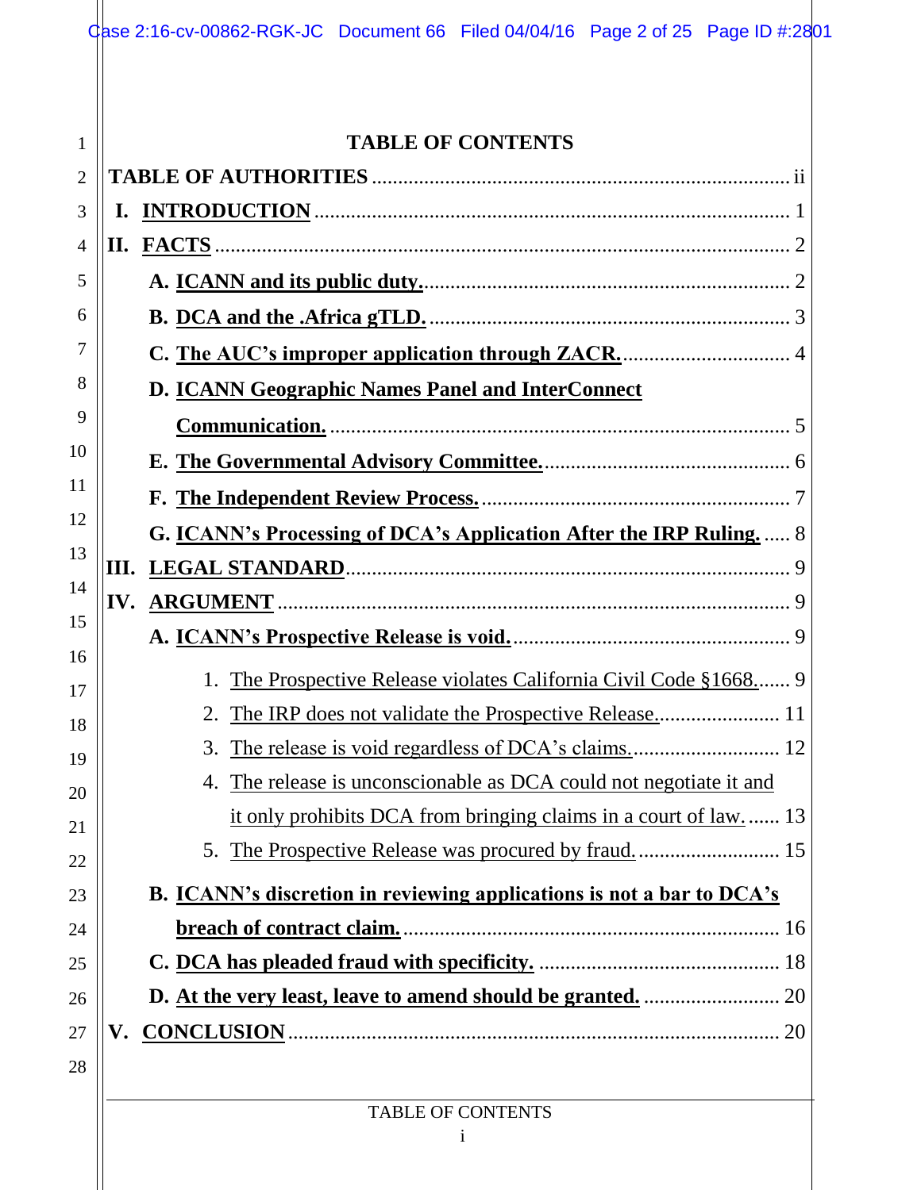# TABLE OF CONTENTS

**TABLE OF AUTHORITIES** .......... ii

**I. INTRODUCTION** .......... 1

**II. FACTS** .......... 2

- **A. ICANN and its public duty.** .......... 2
- **B. DCA and the .Africa gTLD.** .......... 3
- **C. The AUC's improper application through ZACR.** .......... 4
- **D. ICANN Geographic Names Panel and InterConnect Communication.** .......... 5
- **E. The Governmental Advisory Committee.** .......... 6
- **F. The Independent Review Process.** .......... 7
- **G. ICANN's Processing of DCA's Application After the IRP Ruling.** .......... 8

**III. LEGAL STANDARD** .......... 9

**IV. ARGUMENT** .......... 9

- **A. ICANN's Prospective Release is void.** .......... 9
  1. The Prospective Release violates California Civil Code §1668. .......... 9
  2. The IRP does not validate the Prospective Release. .......... 11
  3. The release is void regardless of DCA's claims. .......... 12
  4. The release is unconscionable as DCA could not negotiate it and it only prohibits DCA from bringing claims in a court of law. .......... 13
  5. The Prospective Release was procured by fraud. .......... 15
- **B. ICANN's discretion in reviewing applications is not a bar to DCA's breach of contract claim.** .......... 16
- **C. DCA has pleaded fraud with specificity.** .......... 18
- **D. At the very least, leave to amend should be granted.** .......... 20

**V. CONCLUSION** .......... 20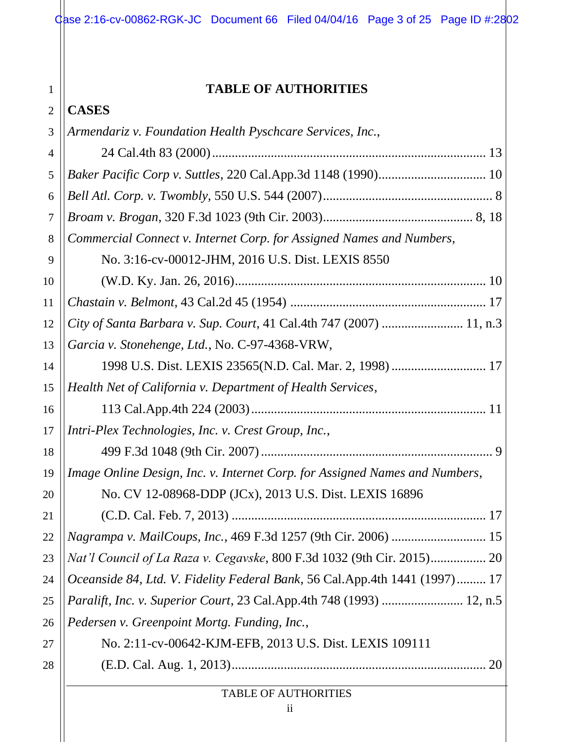# TABLE OF AUTHORITIES

## CASES

*Armendariz v. Foundation Health Pyschcare Services, Inc.*,
24 Cal.4th 83 (2000) .................................................................................... 13

*Baker Pacific Corp v. Suttles*, 220 Cal.App.3d 1148 (1990)................................. 10

*Bell Atl. Corp. v. Twombly*, 550 U.S. 544 (2007).................................................... 8

*Broam v. Brogan*, 320 F.3d 1023 (9th Cir. 2003)............................................. 8, 18

*Commercial Connect v. Internet Corp. for Assigned Names and Numbers*,
No. 3:16-cv-00012-JHM, 2016 U.S. Dist. LEXIS 8550
(W.D. Ky. Jan. 26, 2016)............................................................................. 10

*Chastain v. Belmont*, 43 Cal.2d 45 (1954) ............................................................ 17

*City of Santa Barbara v. Sup. Court*, 41 Cal.4th 747 (2007) ......................... 11, n.3

*Garcia v. Stonehenge, Ltd.*, No. C-97-4368-VRW,
1998 U.S. Dist. LEXIS 23565(N.D. Cal. Mar. 2, 1998) ............................. 17

*Health Net of California v. Department of Health Services*,
113 Cal.App.4th 224 (2003)........................................................................ 11

*Intri-Plex Technologies, Inc. v. Crest Group, Inc.*,
499 F.3d 1048 (9th Cir. 2007) ....................................................................... 9

*Image Online Design, Inc. v. Internet Corp. for Assigned Names and Numbers*,
No. CV 12-08968-DDP (JCx), 2013 U.S. Dist. LEXIS 16896
(C.D. Cal. Feb. 7, 2013) .............................................................................. 17

*Nagrampa v. MailCoups, Inc.*, 469 F.3d 1257 (9th Cir. 2006) ............................. 15

*Nat'l Council of La Raza v. Cegavske*, 800 F.3d 1032 (9th Cir. 2015)................. 20

*Oceanside 84, Ltd. V. Fidelity Federal Bank*, 56 Cal.App.4th 1441 (1997)......... 17

*Paralift, Inc. v. Superior Court*, 23 Cal.App.4th 748 (1993) ......................... 12, n.5

*Pedersen v. Greenpoint Mortg. Funding, Inc.*,
No. 2:11-cv-00642-KJM-EFB, 2013 U.S. Dist. LEXIS 109111
(E.D. Cal. Aug. 1, 2013).............................................................................. 20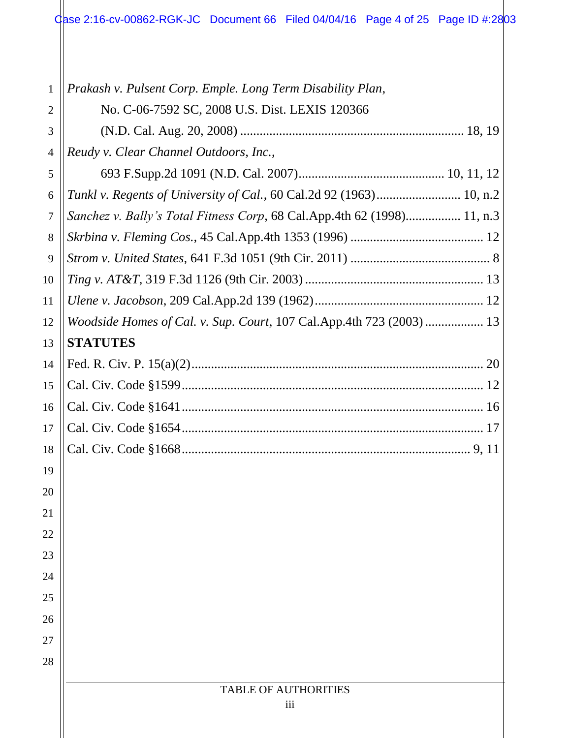*Prakash v. Pulsent Corp. Emple. Long Term Disability Plan*,
No. C-06-7592 SC, 2008 U.S. Dist. LEXIS 120366
(N.D. Cal. Aug. 20, 2008) .................................................................... 18, 19

*Reudy v. Clear Channel Outdoors, Inc.*,
693 F.Supp.2d 1091 (N.D. Cal. 2007)............................................. 10, 11, 12

*Tunkl v. Regents of University of Cal.*, 60 Cal.2d 92 (1963).......................... 10, n.2

*Sanchez v. Bally's Total Fitness Corp*, 68 Cal.App.4th 62 (1998)................. 11, n.3

*Skrbina v. Fleming Cos.*, 45 Cal.App.4th 1353 (1996) ......................................... 12

*Strom v. United States*, 641 F.3d 1051 (9th Cir. 2011) ........................................... 8

*Ting v. AT&T*, 319 F.3d 1126 (9th Cir. 2003) ....................................................... 13

*Ulene v. Jacobson*, 209 Cal.App.2d 139 (1962).................................................... 12

*Woodside Homes of Cal. v. Sup. Court*, 107 Cal.App.4th 723 (2003) .................. 13

**STATUTES**

Fed. R. Civ. P. 15(a)(2).......................................................................................... 20

Cal. Civ. Code §1599............................................................................................. 12

Cal. Civ. Code §1641............................................................................................. 16

Cal. Civ. Code §1654............................................................................................. 17

Cal. Civ. Code §1668......................................................................................... 9, 11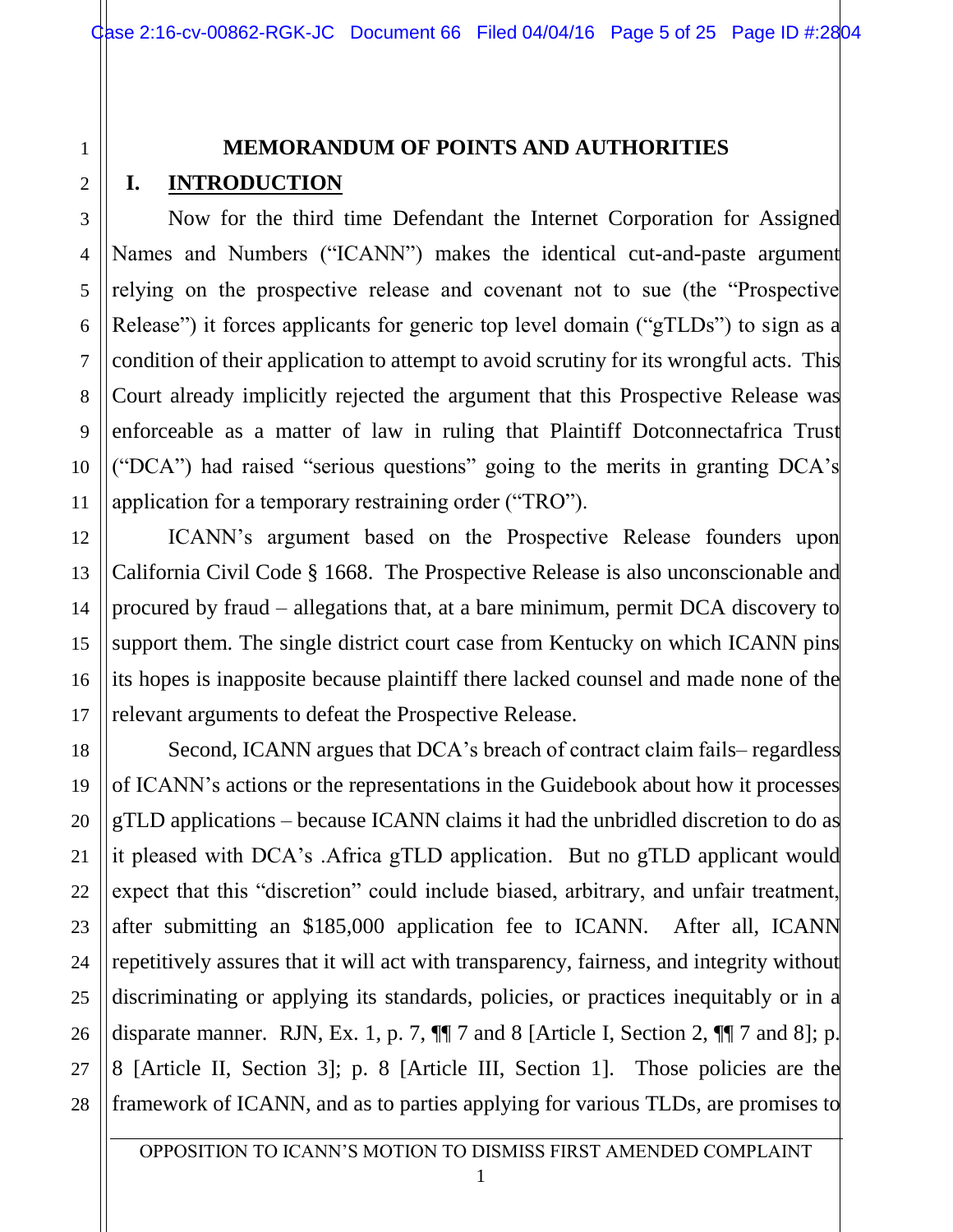# MEMORANDUM OF POINTS AND AUTHORITIES

## I. INTRODUCTION

Now for the third time Defendant the Internet Corporation for Assigned Names and Numbers ("ICANN") makes the identical cut-and-paste argument relying on the prospective release and covenant not to sue (the "Prospective Release") it forces applicants for generic top level domain ("gTLDs") to sign as a condition of their application to attempt to avoid scrutiny for its wrongful acts. This Court already implicitly rejected the argument that this Prospective Release was enforceable as a matter of law in ruling that Plaintiff Dotconnectafrica Trust ("DCA") had raised "serious questions" going to the merits in granting DCA's application for a temporary restraining order ("TRO").

ICANN's argument based on the Prospective Release founders upon California Civil Code § 1668. The Prospective Release is also unconscionable and procured by fraud – allegations that, at a bare minimum, permit DCA discovery to support them. The single district court case from Kentucky on which ICANN pins its hopes is inapposite because plaintiff there lacked counsel and made none of the relevant arguments to defeat the Prospective Release.

Second, ICANN argues that DCA's breach of contract claim fails– regardless of ICANN's actions or the representations in the Guidebook about how it processes gTLD applications – because ICANN claims it had the unbridled discretion to do as it pleased with DCA's .Africa gTLD application. But no gTLD applicant would expect that this "discretion" could include biased, arbitrary, and unfair treatment, after submitting an $185,000 application fee to ICANN. After all, ICANN repetitively assures that it will act with transparency, fairness, and integrity without discriminating or applying its standards, policies, or practices inequitably or in a disparate manner. RJN, Ex. 1, p. 7, ¶¶ 7 and 8 [Article I, Section 2, ¶¶ 7 and 8]; p. 8 [Article II, Section 3]; p. 8 [Article III, Section 1]. Those policies are the framework of ICANN, and as to parties applying for various TLDs, are promises to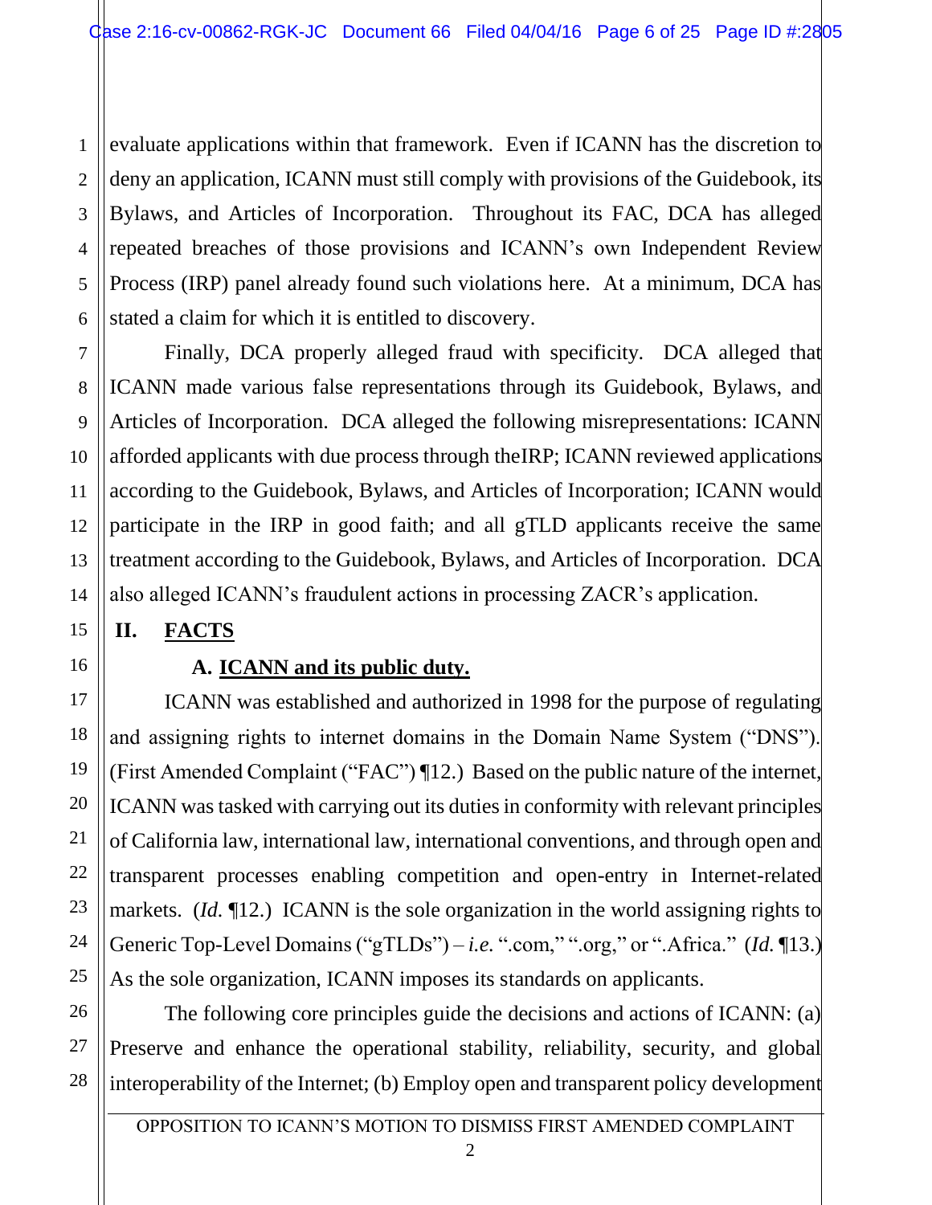evaluate applications within that framework. Even if ICANN has the discretion to deny an application, ICANN must still comply with provisions of the Guidebook, its Bylaws, and Articles of Incorporation. Throughout its FAC, DCA has alleged repeated breaches of those provisions and ICANN's own Independent Review Process (IRP) panel already found such violations here. At a minimum, DCA has stated a claim for which it is entitled to discovery.

Finally, DCA properly alleged fraud with specificity. DCA alleged that ICANN made various false representations through its Guidebook, Bylaws, and Articles of Incorporation. DCA alleged the following misrepresentations: ICANN afforded applicants with due process through theIRP; ICANN reviewed applications according to the Guidebook, Bylaws, and Articles of Incorporation; ICANN would participate in the IRP in good faith; and all gTLD applicants receive the same treatment according to the Guidebook, Bylaws, and Articles of Incorporation. DCA also alleged ICANN's fraudulent actions in processing ZACR's application.

## II. FACTS

### A. ICANN and its public duty.

ICANN was established and authorized in 1998 for the purpose of regulating and assigning rights to internet domains in the Domain Name System ("DNS"). (First Amended Complaint ("FAC") ¶12.) Based on the public nature of the internet, ICANN was tasked with carrying out its duties in conformity with relevant principles of California law, international law, international conventions, and through open and transparent processes enabling competition and open-entry in Internet-related markets. (*Id.* ¶12.) ICANN is the sole organization in the world assigning rights to Generic Top-Level Domains ("gTLDs") – *i.e.* ".com," ".org," or ".Africa." (*Id.* ¶13.) As the sole organization, ICANN imposes its standards on applicants.

The following core principles guide the decisions and actions of ICANN: (a) Preserve and enhance the operational stability, reliability, security, and global interoperability of the Internet; (b) Employ open and transparent policy development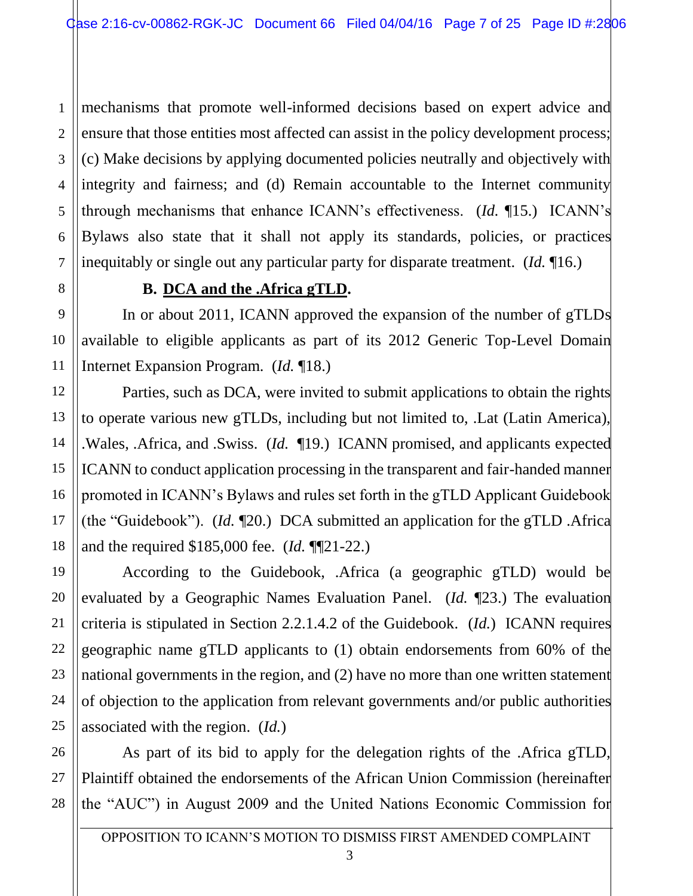mechanisms that promote well-informed decisions based on expert advice and ensure that those entities most affected can assist in the policy development process; (c) Make decisions by applying documented policies neutrally and objectively with integrity and fairness; and (d) Remain accountable to the Internet community through mechanisms that enhance ICANN's effectiveness. (*Id.* ¶15.) ICANN's Bylaws also state that it shall not apply its standards, policies, or practices inequitably or single out any particular party for disparate treatment. (*Id.* ¶16.)

### B. DCA and the .Africa gTLD.

In or about 2011, ICANN approved the expansion of the number of gTLDs available to eligible applicants as part of its 2012 Generic Top-Level Domain Internet Expansion Program. (*Id.* ¶18.)

Parties, such as DCA, were invited to submit applications to obtain the rights to operate various new gTLDs, including but not limited to, .Lat (Latin America), .Wales, .Africa, and .Swiss. (*Id.* ¶19.) ICANN promised, and applicants expected ICANN to conduct application processing in the transparent and fair-handed manner promoted in ICANN's Bylaws and rules set forth in the gTLD Applicant Guidebook (the "Guidebook"). (*Id.* ¶20.) DCA submitted an application for the gTLD .Africa and the required $185,000 fee. (*Id.* ¶¶21-22.)

According to the Guidebook, .Africa (a geographic gTLD) would be evaluated by a Geographic Names Evaluation Panel. (*Id.* ¶23.) The evaluation criteria is stipulated in Section 2.2.1.4.2 of the Guidebook. (*Id.*) ICANN requires geographic name gTLD applicants to (1) obtain endorsements from 60% of the national governments in the region, and (2) have no more than one written statement of objection to the application from relevant governments and/or public authorities associated with the region. (*Id.*)

As part of its bid to apply for the delegation rights of the .Africa gTLD, Plaintiff obtained the endorsements of the African Union Commission (hereinafter the "AUC") in August 2009 and the United Nations Economic Commission for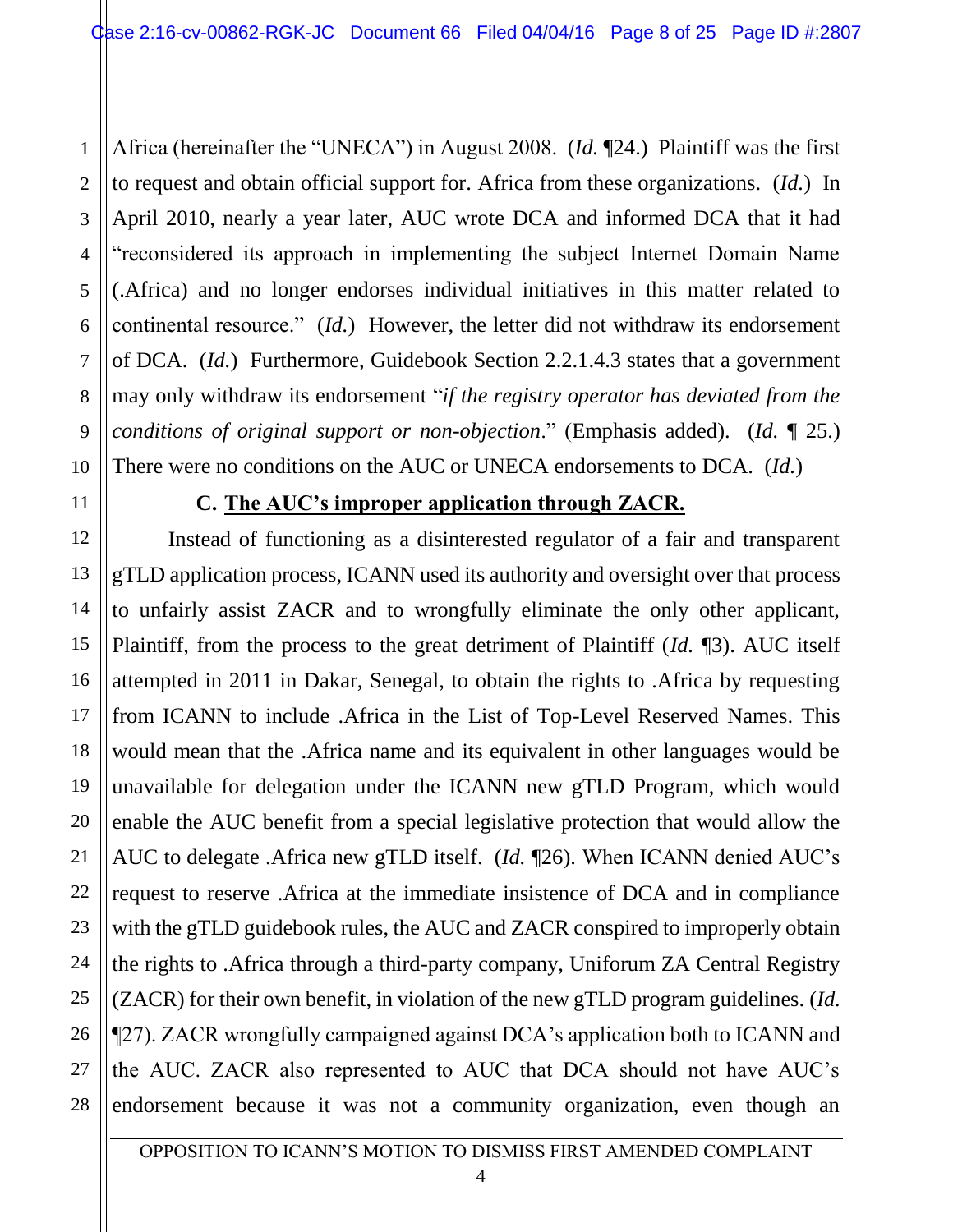Africa (hereinafter the "UNECA") in August 2008. (*Id.* ¶24.) Plaintiff was the first to request and obtain official support for. Africa from these organizations. (*Id.*) In April 2010, nearly a year later, AUC wrote DCA and informed DCA that it had "reconsidered its approach in implementing the subject Internet Domain Name (.Africa) and no longer endorses individual initiatives in this matter related to continental resource." (*Id.*) However, the letter did not withdraw its endorsement of DCA. (*Id.*) Furthermore, Guidebook Section 2.2.1.4.3 states that a government may only withdraw its endorsement "*if the registry operator has deviated from the conditions of original support or non-objection*." (Emphasis added). (*Id.* ¶ 25.) There were no conditions on the AUC or UNECA endorsements to DCA. (*Id.*)

**C. <u>The AUC's improper application through ZACR.</u>**

Instead of functioning as a disinterested regulator of a fair and transparent gTLD application process, ICANN used its authority and oversight over that process to unfairly assist ZACR and to wrongfully eliminate the only other applicant, Plaintiff, from the process to the great detriment of Plaintiff (*Id.* ¶3). AUC itself attempted in 2011 in Dakar, Senegal, to obtain the rights to .Africa by requesting from ICANN to include .Africa in the List of Top-Level Reserved Names. This would mean that the .Africa name and its equivalent in other languages would be unavailable for delegation under the ICANN new gTLD Program, which would enable the AUC benefit from a special legislative protection that would allow the AUC to delegate .Africa new gTLD itself. (*Id.* ¶26). When ICANN denied AUC's request to reserve .Africa at the immediate insistence of DCA and in compliance with the gTLD guidebook rules, the AUC and ZACR conspired to improperly obtain the rights to .Africa through a third-party company, Uniforum ZA Central Registry (ZACR) for their own benefit, in violation of the new gTLD program guidelines. (*Id.* ¶27). ZACR wrongfully campaigned against DCA's application both to ICANN and the AUC. ZACR also represented to AUC that DCA should not have AUC's endorsement because it was not a community organization, even though an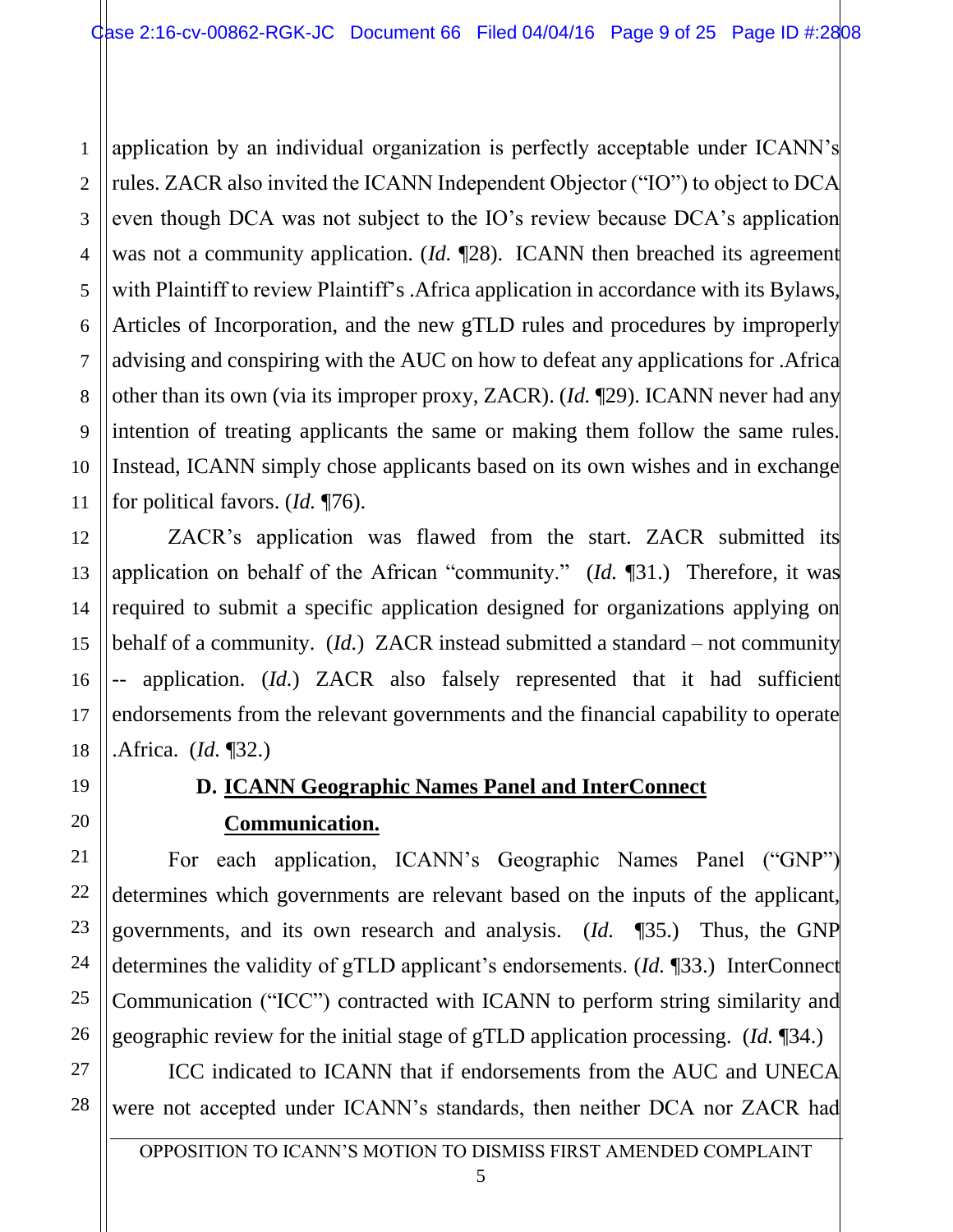application by an individual organization is perfectly acceptable under ICANN's rules. ZACR also invited the ICANN Independent Objector ("IO") to object to DCA even though DCA was not subject to the IO's review because DCA's application was not a community application. (*Id.* ¶28). ICANN then breached its agreement with Plaintiff to review Plaintiff's .Africa application in accordance with its Bylaws, Articles of Incorporation, and the new gTLD rules and procedures by improperly advising and conspiring with the AUC on how to defeat any applications for .Africa other than its own (via its improper proxy, ZACR). (*Id.* ¶29). ICANN never had any intention of treating applicants the same or making them follow the same rules. Instead, ICANN simply chose applicants based on its own wishes and in exchange for political favors. (*Id.* ¶76).

ZACR's application was flawed from the start. ZACR submitted its application on behalf of the African "community." (*Id.* ¶31.) Therefore, it was required to submit a specific application designed for organizations applying on behalf of a community. (*Id.*) ZACR instead submitted a standard – not community -- application. (*Id.*) ZACR also falsely represented that it had sufficient endorsements from the relevant governments and the financial capability to operate .Africa. (*Id.* ¶32.)

### D. ICANN Geographic Names Panel and InterConnect Communication.

For each application, ICANN's Geographic Names Panel ("GNP") determines which governments are relevant based on the inputs of the applicant, governments, and its own research and analysis. (*Id.* ¶35.) Thus, the GNP determines the validity of gTLD applicant's endorsements. (*Id.* ¶33.) InterConnect Communication ("ICC") contracted with ICANN to perform string similarity and geographic review for the initial stage of gTLD application processing. (*Id.* ¶34.)

ICC indicated to ICANN that if endorsements from the AUC and UNECA were not accepted under ICANN's standards, then neither DCA nor ZACR had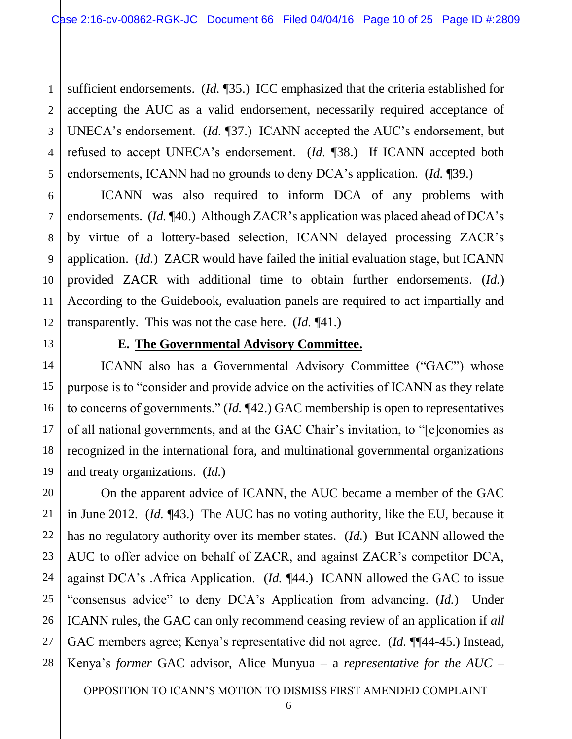sufficient endorsements. (*Id.* ¶35.) ICC emphasized that the criteria established for accepting the AUC as a valid endorsement, necessarily required acceptance of UNECA's endorsement. (*Id.* ¶37.) ICANN accepted the AUC's endorsement, but refused to accept UNECA's endorsement. (*Id.* ¶38.) If ICANN accepted both endorsements, ICANN had no grounds to deny DCA's application. (*Id.* ¶39.)

ICANN was also required to inform DCA of any problems with endorsements. (*Id.* ¶40.) Although ZACR's application was placed ahead of DCA's by virtue of a lottery-based selection, ICANN delayed processing ZACR's application. (*Id.*) ZACR would have failed the initial evaluation stage, but ICANN provided ZACR with additional time to obtain further endorsements. (*Id.*) According to the Guidebook, evaluation panels are required to act impartially and transparently. This was not the case here. (*Id.* ¶41.)

### E. The Governmental Advisory Committee.

ICANN also has a Governmental Advisory Committee ("GAC") whose purpose is to "consider and provide advice on the activities of ICANN as they relate to concerns of governments." (*Id.* ¶42.) GAC membership is open to representatives of all national governments, and at the GAC Chair's invitation, to "[e]conomies as recognized in the international fora, and multinational governmental organizations and treaty organizations. (*Id.*)

On the apparent advice of ICANN, the AUC became a member of the GAC in June 2012. (*Id.* ¶43.) The AUC has no voting authority, like the EU, because it has no regulatory authority over its member states. (*Id.*) But ICANN allowed the AUC to offer advice on behalf of ZACR, and against ZACR's competitor DCA, against DCA's .Africa Application. (*Id.* ¶44.) ICANN allowed the GAC to issue "consensus advice" to deny DCA's Application from advancing. (*Id.*) Under ICANN rules, the GAC can only recommend ceasing review of an application if *all* GAC members agree; Kenya's representative did not agree. (*Id.* ¶¶44-45.) Instead, Kenya's *former* GAC advisor, Alice Munyua – a *representative for the AUC* –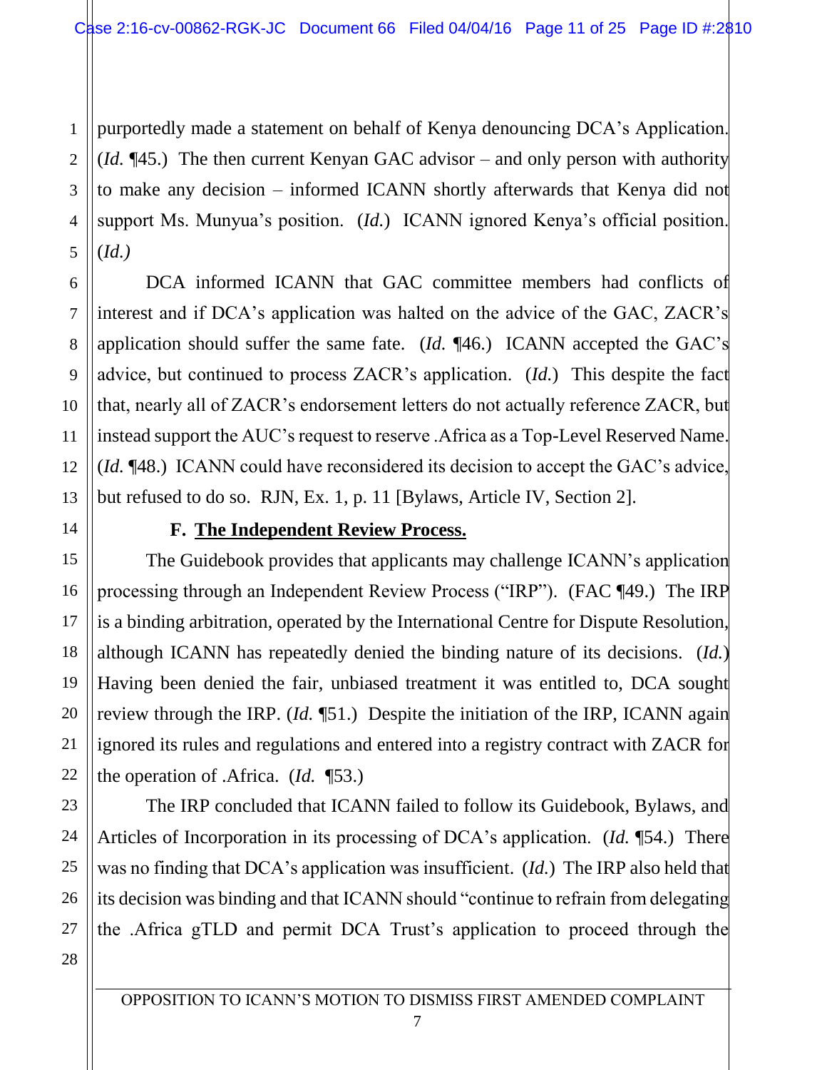purportedly made a statement on behalf of Kenya denouncing DCA's Application. (*Id.* ¶45.) The then current Kenyan GAC advisor – and only person with authority to make any decision – informed ICANN shortly afterwards that Kenya did not support Ms. Munyua's position. (*Id.*) ICANN ignored Kenya's official position. (*Id.*)

DCA informed ICANN that GAC committee members had conflicts of interest and if DCA's application was halted on the advice of the GAC, ZACR's application should suffer the same fate. (*Id.* ¶46.) ICANN accepted the GAC's advice, but continued to process ZACR's application. (*Id.*) This despite the fact that, nearly all of ZACR's endorsement letters do not actually reference ZACR, but instead support the AUC's request to reserve .Africa as a Top-Level Reserved Name. (*Id.* ¶48.) ICANN could have reconsidered its decision to accept the GAC's advice, but refused to do so. RJN, Ex. 1, p. 11 [Bylaws, Article IV, Section 2].

### F. <u>The Independent Review Process.</u>

The Guidebook provides that applicants may challenge ICANN's application processing through an Independent Review Process ("IRP"). (FAC ¶49.) The IRP is a binding arbitration, operated by the International Centre for Dispute Resolution, although ICANN has repeatedly denied the binding nature of its decisions. (*Id.*) Having been denied the fair, unbiased treatment it was entitled to, DCA sought review through the IRP. (*Id.* ¶51.) Despite the initiation of the IRP, ICANN again ignored its rules and regulations and entered into a registry contract with ZACR for the operation of .Africa. (*Id.* ¶53.)

The IRP concluded that ICANN failed to follow its Guidebook, Bylaws, and Articles of Incorporation in its processing of DCA's application. (*Id.* ¶54.) There was no finding that DCA's application was insufficient. (*Id.*) The IRP also held that its decision was binding and that ICANN should "continue to refrain from delegating the .Africa gTLD and permit DCA Trust's application to proceed through the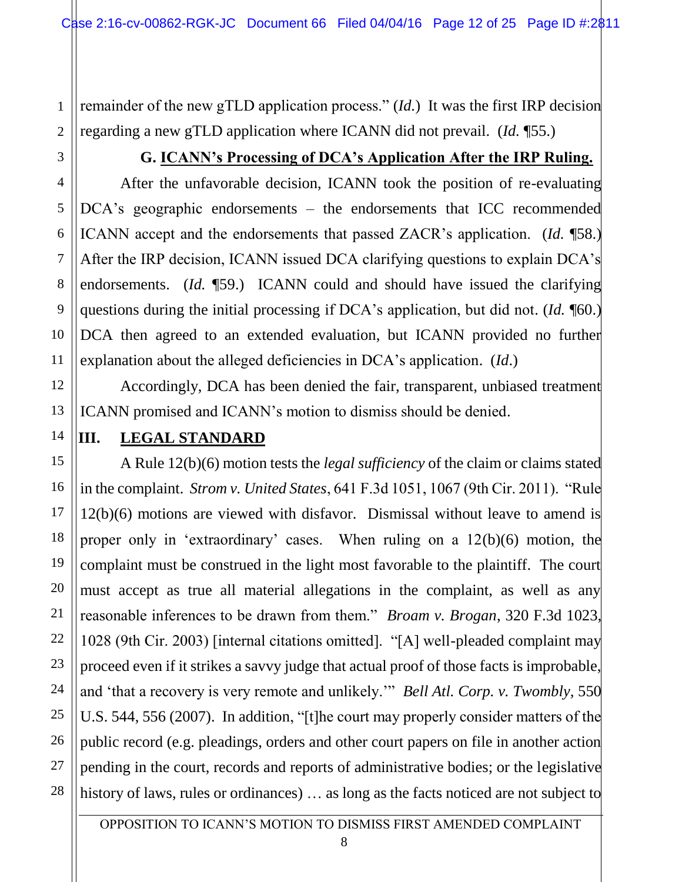remainder of the new gTLD application process." (*Id.*) It was the first IRP decision regarding a new gTLD application where ICANN did not prevail. (*Id.* ¶55.)

### G. <u>ICANN's Processing of DCA's Application After the IRP Ruling.</u>

After the unfavorable decision, ICANN took the position of re-evaluating DCA's geographic endorsements – the endorsements that ICC recommended ICANN accept and the endorsements that passed ZACR's application. (*Id.* ¶58.) After the IRP decision, ICANN issued DCA clarifying questions to explain DCA's endorsements. (*Id.* ¶59.) ICANN could and should have issued the clarifying questions during the initial processing if DCA's application, but did not. (*Id.* ¶60.) DCA then agreed to an extended evaluation, but ICANN provided no further explanation about the alleged deficiencies in DCA's application. (*Id.*)

Accordingly, DCA has been denied the fair, transparent, unbiased treatment ICANN promised and ICANN's motion to dismiss should be denied.

## III. <u>LEGAL STANDARD</u>

A Rule 12(b)(6) motion tests the *legal sufficiency* of the claim or claims stated in the complaint. *Strom v. United States*, 641 F.3d 1051, 1067 (9th Cir. 2011). "Rule 12(b)(6) motions are viewed with disfavor. Dismissal without leave to amend is proper only in 'extraordinary' cases. When ruling on a 12(b)(6) motion, the complaint must be construed in the light most favorable to the plaintiff. The court must accept as true all material allegations in the complaint, as well as any reasonable inferences to be drawn from them." *Broam v. Brogan,* 320 F.3d 1023, 1028 (9th Cir. 2003) [internal citations omitted]. "[A] well-pleaded complaint may proceed even if it strikes a savvy judge that actual proof of those facts is improbable, and 'that a recovery is very remote and unlikely.'" *Bell Atl. Corp. v. Twombly,* 550 U.S. 544, 556 (2007). In addition, "[t]he court may properly consider matters of the public record (e.g. pleadings, orders and other court papers on file in another action pending in the court, records and reports of administrative bodies; or the legislative history of laws, rules or ordinances) … as long as the facts noticed are not subject to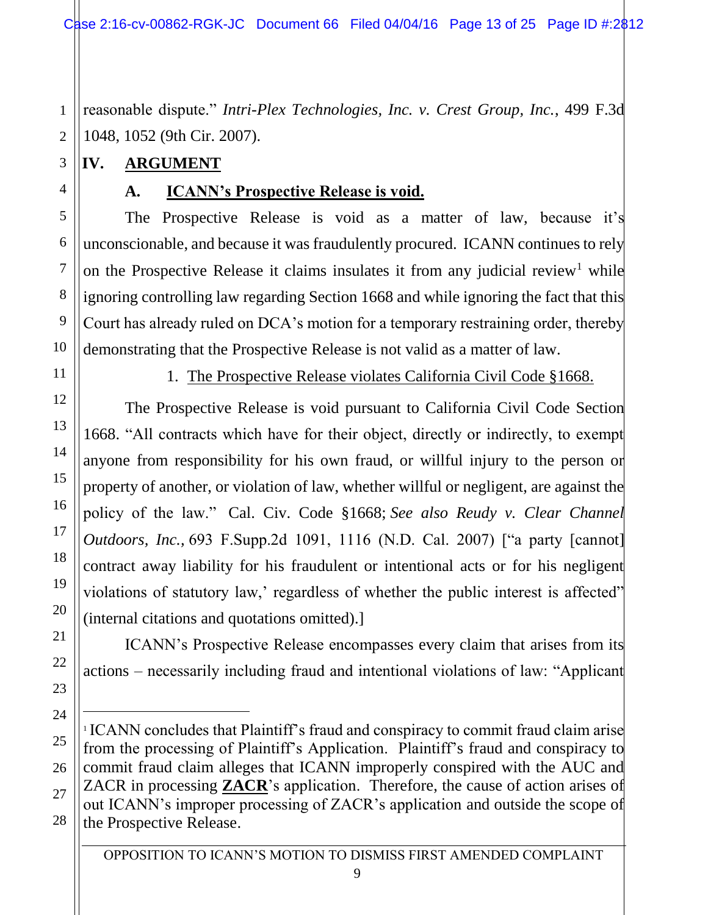reasonable dispute." *Intri-Plex Technologies, Inc. v. Crest Group, Inc.*, 499 F.3d 1048, 1052 (9th Cir. 2007).

## IV. ARGUMENT

### A. ICANN's Prospective Release is void.

The Prospective Release is void as a matter of law, because it's unconscionable, and because it was fraudulently procured. ICANN continues to rely on the Prospective Release it claims insulates it from any judicial review[1] while ignoring controlling law regarding Section 1668 and while ignoring the fact that this Court has already ruled on DCA's motion for a temporary restraining order, thereby demonstrating that the Prospective Release is not valid as a matter of law.

#### 1. The Prospective Release violates California Civil Code §1668.

The Prospective Release is void pursuant to California Civil Code Section 1668. "All contracts which have for their object, directly or indirectly, to exempt anyone from responsibility for his own fraud, or willful injury to the person or property of another, or violation of law, whether willful or negligent, are against the policy of the law." Cal. Civ. Code §1668; *See also Reudy v. Clear Channel Outdoors, Inc.,* 693 F.Supp.2d 1091, 1116 (N.D. Cal. 2007) ["a party [cannot] contract away liability for his fraudulent or intentional acts or for his negligent violations of statutory law,' regardless of whether the public interest is affected" (internal citations and quotations omitted).]

ICANN's Prospective Release encompasses every claim that arises from its actions – necessarily including fraud and intentional violations of law: "Applicant

---

[1] ICANN concludes that Plaintiff's fraud and conspiracy to commit fraud claim arise from the processing of Plaintiff's Application. Plaintiff's fraud and conspiracy to commit fraud claim alleges that ICANN improperly conspired with the AUC and ZACR in processing **ZACR**'s application. Therefore, the cause of action arises of out ICANN's improper processing of ZACR's application and outside the scope of the Prospective Release.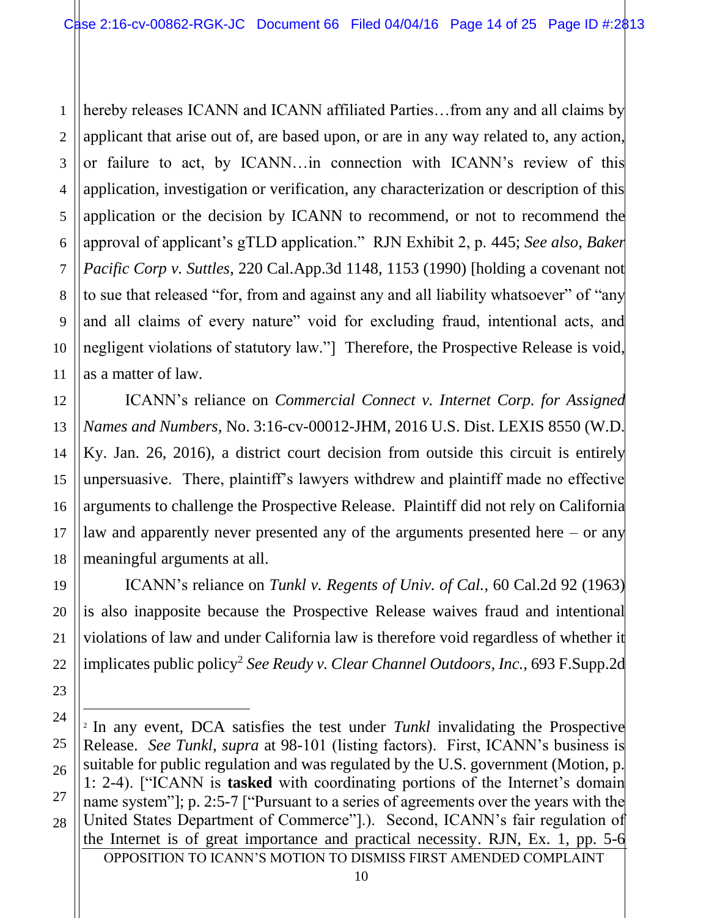hereby releases ICANN and ICANN affiliated Parties…from any and all claims by applicant that arise out of, are based upon, or are in any way related to, any action, or failure to act, by ICANN…in connection with ICANN's review of this application, investigation or verification, any characterization or description of this application or the decision by ICANN to recommend, or not to recommend the approval of applicant's gTLD application." RJN Exhibit 2, p. 445; *See also*, *Baker Pacific Corp v. Suttles*, 220 Cal.App.3d 1148, 1153 (1990) [holding a covenant not to sue that released "for, from and against any and all liability whatsoever" of "any and all claims of every nature" void for excluding fraud, intentional acts, and negligent violations of statutory law."] Therefore, the Prospective Release is void, as a matter of law.

ICANN's reliance on *Commercial Connect v. Internet Corp. for Assigned Names and Numbers*, No. 3:16-cv-00012-JHM, 2016 U.S. Dist. LEXIS 8550 (W.D. Ky. Jan. 26, 2016), a district court decision from outside this circuit is entirely unpersuasive. There, plaintiff's lawyers withdrew and plaintiff made no effective arguments to challenge the Prospective Release. Plaintiff did not rely on California law and apparently never presented any of the arguments presented here – or any meaningful arguments at all.

ICANN's reliance on *Tunkl v. Regents of Univ. of Cal.*, 60 Cal.2d 92 (1963) is also inapposite because the Prospective Release waives fraud and intentional violations of law and under California law is therefore void regardless of whether it implicates public policy[2] *See Reudy v. Clear Channel Outdoors, Inc.*, 693 F.Supp.2d

---

[2] In any event, DCA satisfies the test under *Tunkl* invalidating the Prospective Release. *See Tunkl*, *supra* at 98-101 (listing factors). First, ICANN's business is suitable for public regulation and was regulated by the U.S. government (Motion, p. 1: 2-4). ["ICANN is **tasked** with coordinating portions of the Internet's domain name system"]; p. 2:5-7 ["Pursuant to a series of agreements over the years with the United States Department of Commerce"].). Second, ICANN's fair regulation of the Internet is of great importance and practical necessity. RJN, Ex. 1, pp. 5-6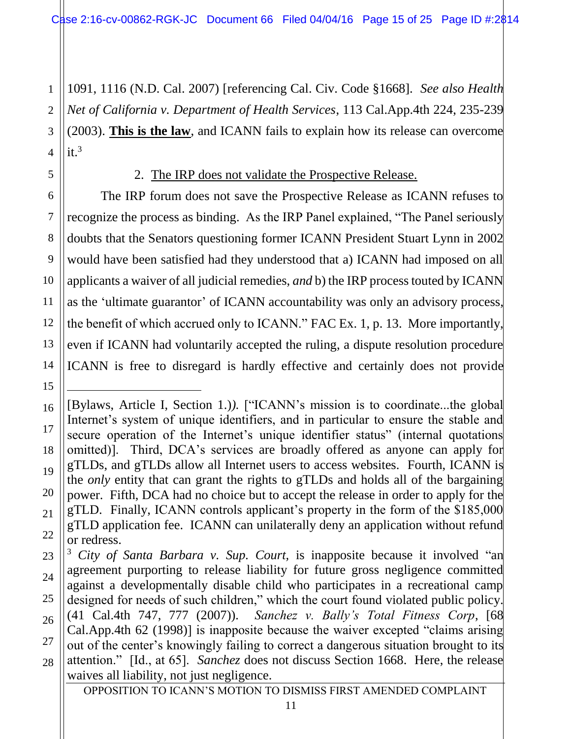1091, 1116 (N.D. Cal. 2007) [referencing Cal. Civ. Code §1668]. *See also Health Net of California v. Department of Health Services*, 113 Cal.App.4th 224, 235-239 (2003). **<u>This is the law</u>**, and ICANN fails to explain how its release can overcome it.[3]

2. <u>The IRP does not validate the Prospective Release.</u>

The IRP forum does not save the Prospective Release as ICANN refuses to recognize the process as binding. As the IRP Panel explained, "The Panel seriously doubts that the Senators questioning former ICANN President Stuart Lynn in 2002 would have been satisfied had they understood that a) ICANN had imposed on all applicants a waiver of all judicial remedies, *and* b) the IRP process touted by ICANN as the 'ultimate guarantor' of ICANN accountability was only an advisory process, the benefit of which accrued only to ICANN." FAC Ex. 1, p. 13. More importantly, even if ICANN had voluntarily accepted the ruling, a dispute resolution procedure ICANN is free to disregard is hardly effective and certainly does not provide

---

[Bylaws, Article I, Section 1.)*).* ["ICANN's mission is to coordinate...the global Internet's system of unique identifiers, and in particular to ensure the stable and secure operation of the Internet's unique identifier status" (internal quotations omitted)]. Third, DCA's services are broadly offered as anyone can apply for gTLDs, and gTLDs allow all Internet users to access websites. Fourth, ICANN is the *only* entity that can grant the rights to gTLDs and holds all of the bargaining power. Fifth, DCA had no choice but to accept the release in order to apply for the gTLD. Finally, ICANN controls applicant's property in the form of the $185,000 gTLD application fee. ICANN can unilaterally deny an application without refund or redress.

[3] *City of Santa Barbara v. Sup. Court,* is inapposite because it involved "an agreement purporting to release liability for future gross negligence committed against a developmentally disable child who participates in a recreational camp designed for needs of such children," which the court found violated public policy. (41 Cal.4th 747, 777 (2007)). *Sanchez v. Bally's Total Fitness Corp*, [68 Cal.App.4th 62 (1998)] is inapposite because the waiver excepted "claims arising out of the center's knowingly failing to correct a dangerous situation brought to its attention." [Id., at 65]. *Sanchez* does not discuss Section 1668. Here, the release waives all liability, not just negligence.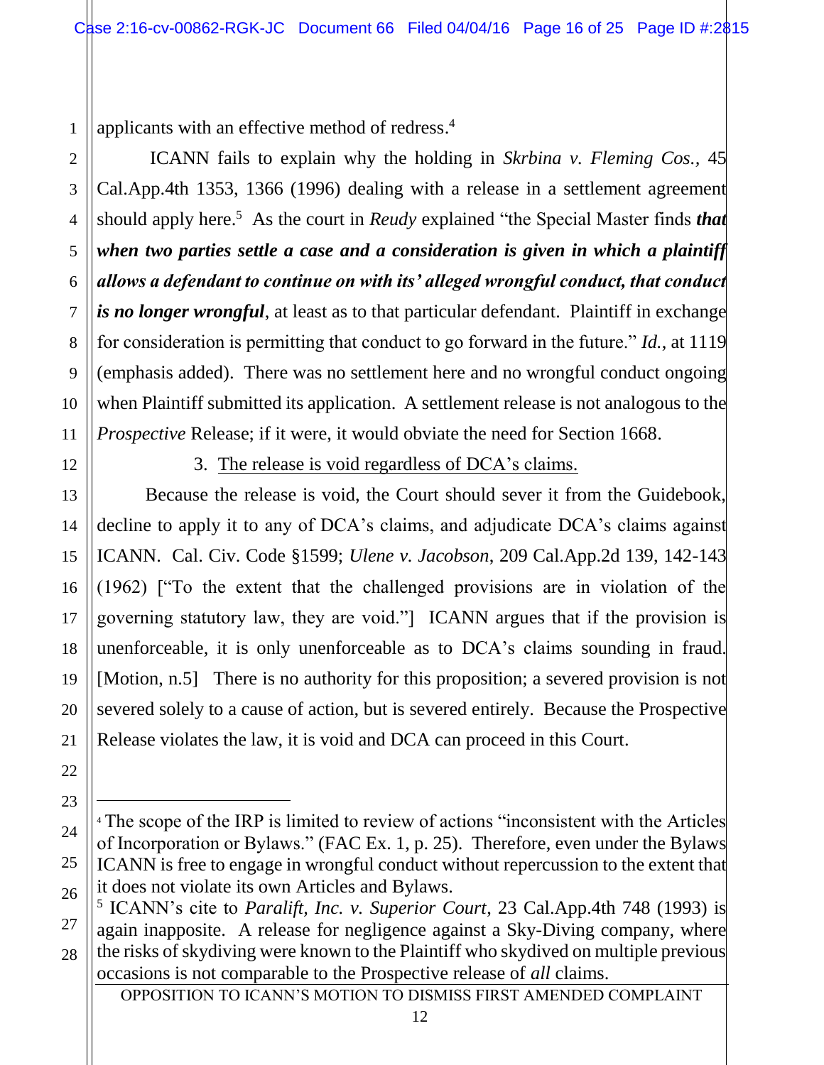applicants with an effective method of redress.[4]

ICANN fails to explain why the holding in *Skrbina v. Fleming Cos.*, 45 Cal.App.4th 1353, 1366 (1996) dealing with a release in a settlement agreement should apply here.[5] As the court in *Reudy* explained "the Special Master finds ***that when two parties settle a case and a consideration is given in which a plaintiff allows a defendant to continue on with its' alleged wrongful conduct, that conduct is no longer wrongful***, at least as to that particular defendant. Plaintiff in exchange for consideration is permitting that conduct to go forward in the future." *Id.*, at 1119 (emphasis added). There was no settlement here and no wrongful conduct ongoing when Plaintiff submitted its application. A settlement release is not analogous to the *Prospective* Release; if it were, it would obviate the need for Section 1668.

3. <u>The release is void regardless of DCA's claims.</u>

Because the release is void, the Court should sever it from the Guidebook, decline to apply it to any of DCA's claims, and adjudicate DCA's claims against ICANN. Cal. Civ. Code §1599; *Ulene v. Jacobson*, 209 Cal.App.2d 139, 142-143 (1962) ["To the extent that the challenged provisions are in violation of the governing statutory law, they are void."] ICANN argues that if the provision is unenforceable, it is only unenforceable as to DCA's claims sounding in fraud. [Motion, n.5] There is no authority for this proposition; a severed provision is not severed solely to a cause of action, but is severed entirely. Because the Prospective Release violates the law, it is void and DCA can proceed in this Court.

---

[4] The scope of the IRP is limited to review of actions "inconsistent with the Articles of Incorporation or Bylaws." (FAC Ex. 1, p. 25). Therefore, even under the Bylaws ICANN is free to engage in wrongful conduct without repercussion to the extent that it does not violate its own Articles and Bylaws.

[5] ICANN's cite to *Paralift, Inc. v. Superior Court*, 23 Cal.App.4th 748 (1993) is again inapposite. A release for negligence against a Sky-Diving company, where the risks of skydiving were known to the Plaintiff who skydived on multiple previous occasions is not comparable to the Prospective release of *all* claims.

OPPOSITION TO ICANN'S MOTION TO DISMISS FIRST AMENDED COMPLAINT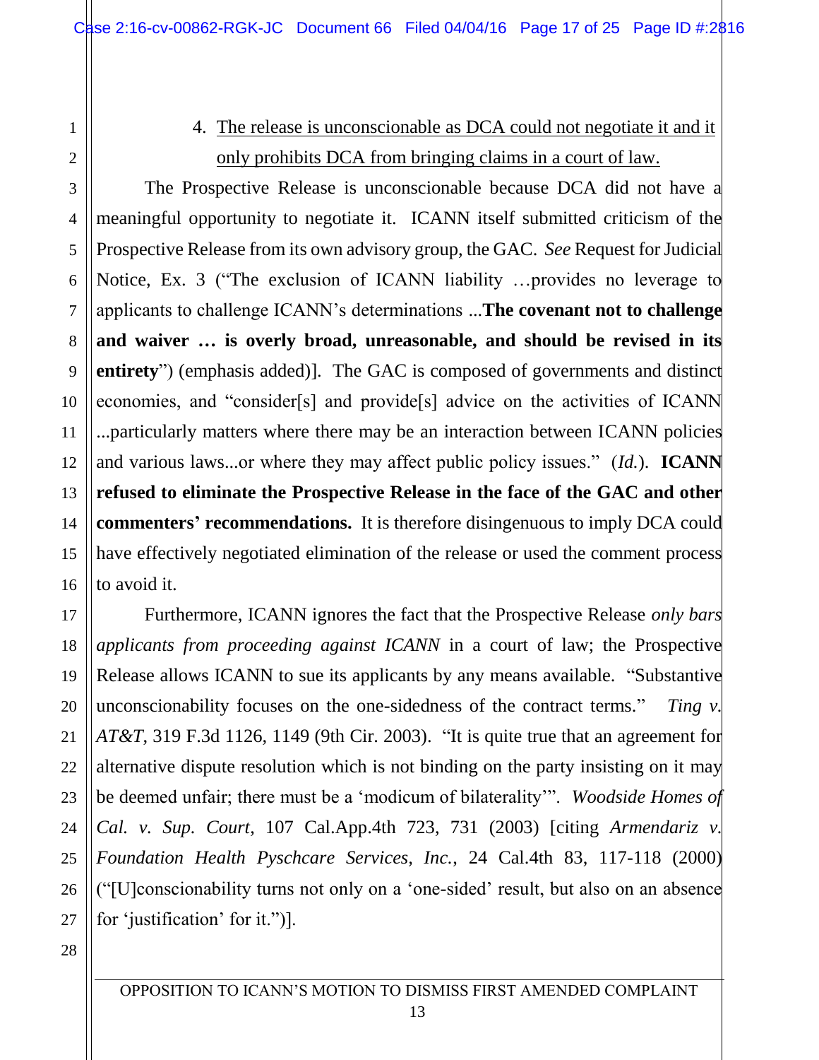4. <u>The release is unconscionable as DCA could not negotiate it and it only prohibits DCA from bringing claims in a court of law.</u>

The Prospective Release is unconscionable because DCA did not have a meaningful opportunity to negotiate it. ICANN itself submitted criticism of the Prospective Release from its own advisory group, the GAC. *See* Request for Judicial Notice, Ex. 3 ("The exclusion of ICANN liability …provides no leverage to applicants to challenge ICANN's determinations ...**The covenant not to challenge and waiver … is overly broad, unreasonable, and should be revised in its entirety**") (emphasis added)]. The GAC is composed of governments and distinct economies, and "consider[s] and provide[s] advice on the activities of ICANN ...particularly matters where there may be an interaction between ICANN policies and various laws...or where they may affect public policy issues." (*Id.*). **ICANN refused to eliminate the Prospective Release in the face of the GAC and other commenters' recommendations.** It is therefore disingenuous to imply DCA could have effectively negotiated elimination of the release or used the comment process to avoid it.

Furthermore, ICANN ignores the fact that the Prospective Release *only bars applicants from proceeding against ICANN* in a court of law; the Prospective Release allows ICANN to sue its applicants by any means available. "Substantive unconscionability focuses on the one-sidedness of the contract terms." *Ting v. AT&T*, 319 F.3d 1126, 1149 (9th Cir. 2003). "It is quite true that an agreement for alternative dispute resolution which is not binding on the party insisting on it may be deemed unfair; there must be a 'modicum of bilaterality'". *Woodside Homes of Cal. v. Sup. Court*, 107 Cal.App.4th 723, 731 (2003) [citing *Armendariz v. Foundation Health Pyschcare Services, Inc.*, 24 Cal.4th 83, 117-118 (2000) ("[U]conscionability turns not only on a 'one-sided' result, but also on an absence for 'justification' for it.")].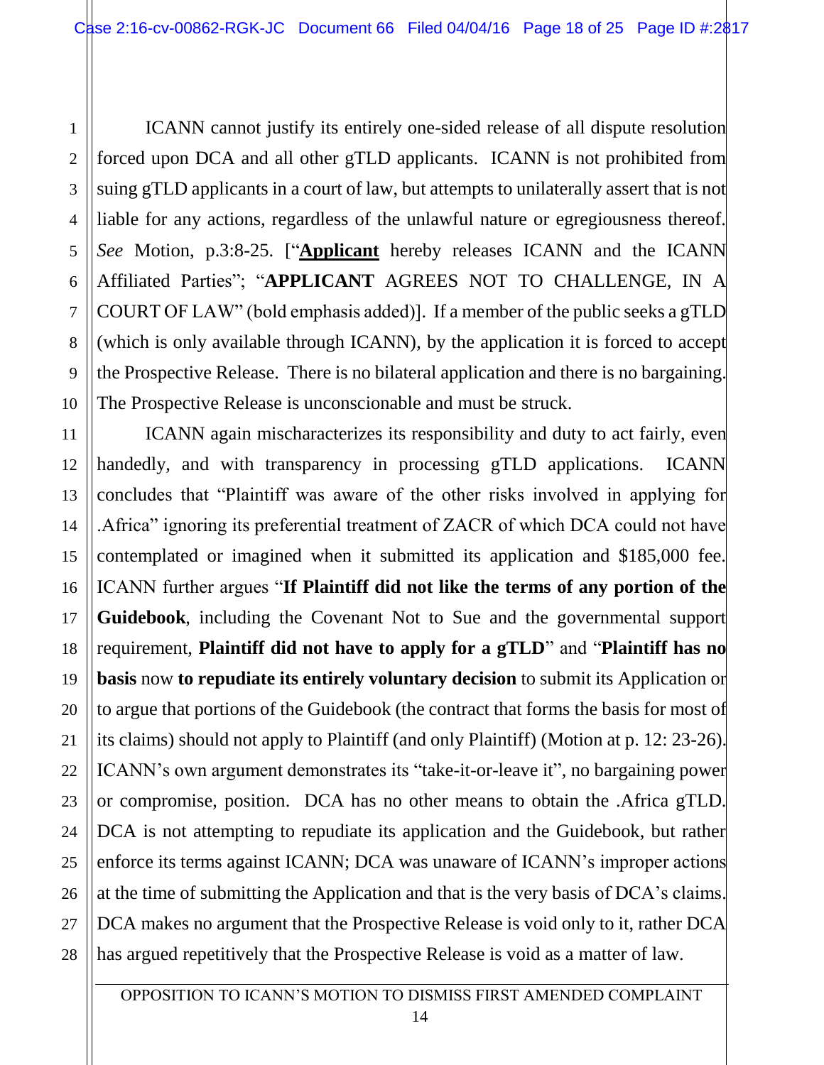ICANN cannot justify its entirely one-sided release of all dispute resolution forced upon DCA and all other gTLD applicants. ICANN is not prohibited from suing gTLD applicants in a court of law, but attempts to unilaterally assert that is not liable for any actions, regardless of the unlawful nature or egregiousness thereof. *See* Motion, p.3:8-25. ["**<u>Applicant</u>** hereby releases ICANN and the ICANN Affiliated Parties"; "**APPLICANT** AGREES NOT TO CHALLENGE, IN A COURT OF LAW" (bold emphasis added)]. If a member of the public seeks a gTLD (which is only available through ICANN), by the application it is forced to accept the Prospective Release. There is no bilateral application and there is no bargaining. The Prospective Release is unconscionable and must be struck.

ICANN again mischaracterizes its responsibility and duty to act fairly, even handedly, and with transparency in processing gTLD applications. ICANN concludes that "Plaintiff was aware of the other risks involved in applying for .Africa" ignoring its preferential treatment of ZACR of which DCA could not have contemplated or imagined when it submitted its application and $185,000 fee. ICANN further argues "**If Plaintiff did not like the terms of any portion of the Guidebook**, including the Covenant Not to Sue and the governmental support requirement, **Plaintiff did not have to apply for a gTLD**" and "**Plaintiff has no basis** now **to repudiate its entirely voluntary decision** to submit its Application or to argue that portions of the Guidebook (the contract that forms the basis for most of its claims) should not apply to Plaintiff (and only Plaintiff) (Motion at p. 12: 23-26). ICANN's own argument demonstrates its "take-it-or-leave it", no bargaining power or compromise, position. DCA has no other means to obtain the .Africa gTLD. DCA is not attempting to repudiate its application and the Guidebook, but rather enforce its terms against ICANN; DCA was unaware of ICANN's improper actions at the time of submitting the Application and that is the very basis of DCA's claims. DCA makes no argument that the Prospective Release is void only to it, rather DCA has argued repetitively that the Prospective Release is void as a matter of law.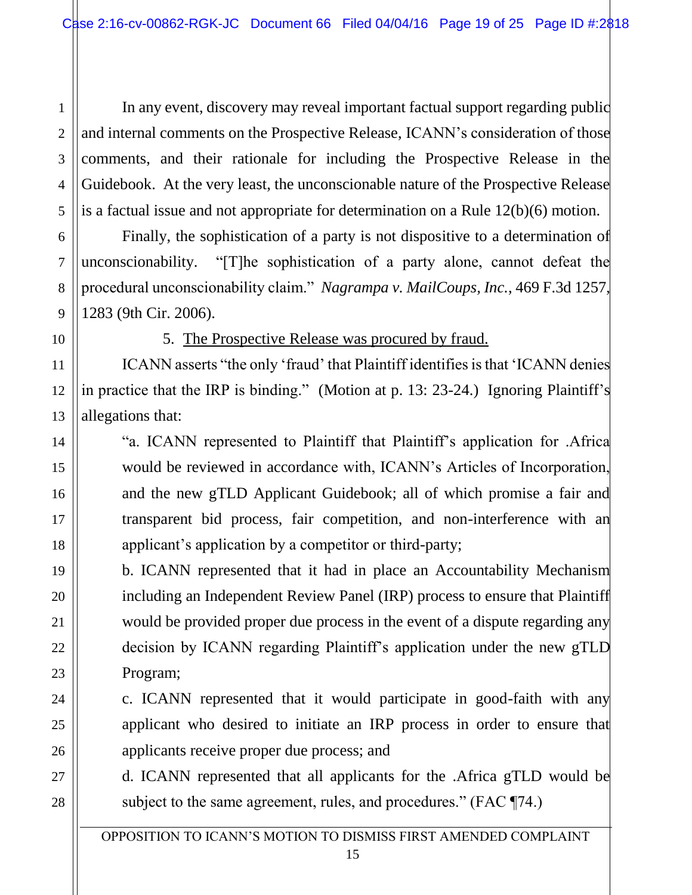In any event, discovery may reveal important factual support regarding public and internal comments on the Prospective Release, ICANN's consideration of those comments, and their rationale for including the Prospective Release in the Guidebook. At the very least, the unconscionable nature of the Prospective Release is a factual issue and not appropriate for determination on a Rule 12(b)(6) motion.

Finally, the sophistication of a party is not dispositive to a determination of unconscionability. "[T]he sophistication of a party alone, cannot defeat the procedural unconscionability claim." *Nagrampa v. MailCoups, Inc.*, 469 F.3d 1257, 1283 (9th Cir. 2006).

5. <u>The Prospective Release was procured by fraud.</u>

ICANN asserts "the only 'fraud' that Plaintiff identifies is that 'ICANN denies in practice that the IRP is binding." (Motion at p. 13: 23-24.) Ignoring Plaintiff's allegations that:

> "a. ICANN represented to Plaintiff that Plaintiff's application for .Africa would be reviewed in accordance with, ICANN's Articles of Incorporation, and the new gTLD Applicant Guidebook; all of which promise a fair and transparent bid process, fair competition, and non-interference with an applicant's application by a competitor or third-party;
>
> b. ICANN represented that it had in place an Accountability Mechanism including an Independent Review Panel (IRP) process to ensure that Plaintiff would be provided proper due process in the event of a dispute regarding any decision by ICANN regarding Plaintiff's application under the new gTLD Program;
>
> c. ICANN represented that it would participate in good-faith with any applicant who desired to initiate an IRP process in order to ensure that applicants receive proper due process; and
>
> d. ICANN represented that all applicants for the .Africa gTLD would be subject to the same agreement, rules, and procedures." (FAC ¶74.)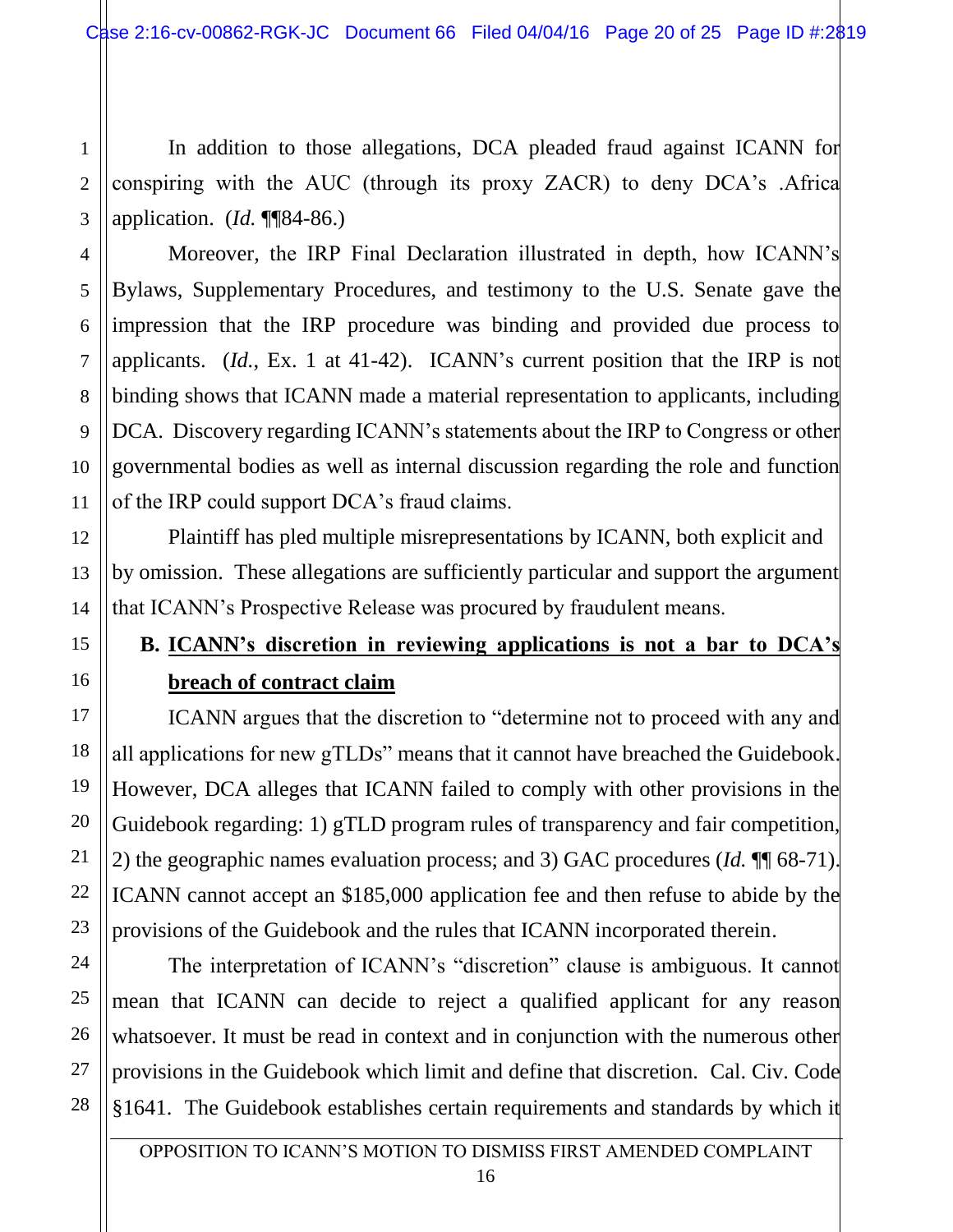In addition to those allegations, DCA pleaded fraud against ICANN for conspiring with the AUC (through its proxy ZACR) to deny DCA's .Africa application. (*Id.* ¶¶84-86.)

Moreover, the IRP Final Declaration illustrated in depth, how ICANN's Bylaws, Supplementary Procedures, and testimony to the U.S. Senate gave the impression that the IRP procedure was binding and provided due process to applicants. (*Id.*, Ex. 1 at 41-42). ICANN's current position that the IRP is not binding shows that ICANN made a material representation to applicants, including DCA. Discovery regarding ICANN's statements about the IRP to Congress or other governmental bodies as well as internal discussion regarding the role and function of the IRP could support DCA's fraud claims.

Plaintiff has pled multiple misrepresentations by ICANN, both explicit and by omission. These allegations are sufficiently particular and support the argument that ICANN's Prospective Release was procured by fraudulent means.

**B. <u>ICANN's discretion in reviewing applications is not a bar to DCA's breach of contract claim</u>**

ICANN argues that the discretion to "determine not to proceed with any and all applications for new gTLDs" means that it cannot have breached the Guidebook. However, DCA alleges that ICANN failed to comply with other provisions in the Guidebook regarding: 1) gTLD program rules of transparency and fair competition, 2) the geographic names evaluation process; and 3) GAC procedures (*Id.* ¶¶ 68-71). ICANN cannot accept an $185,000 application fee and then refuse to abide by the provisions of the Guidebook and the rules that ICANN incorporated therein.

The interpretation of ICANN's "discretion" clause is ambiguous. It cannot mean that ICANN can decide to reject a qualified applicant for any reason whatsoever. It must be read in context and in conjunction with the numerous other provisions in the Guidebook which limit and define that discretion. Cal. Civ. Code §1641. The Guidebook establishes certain requirements and standards by which it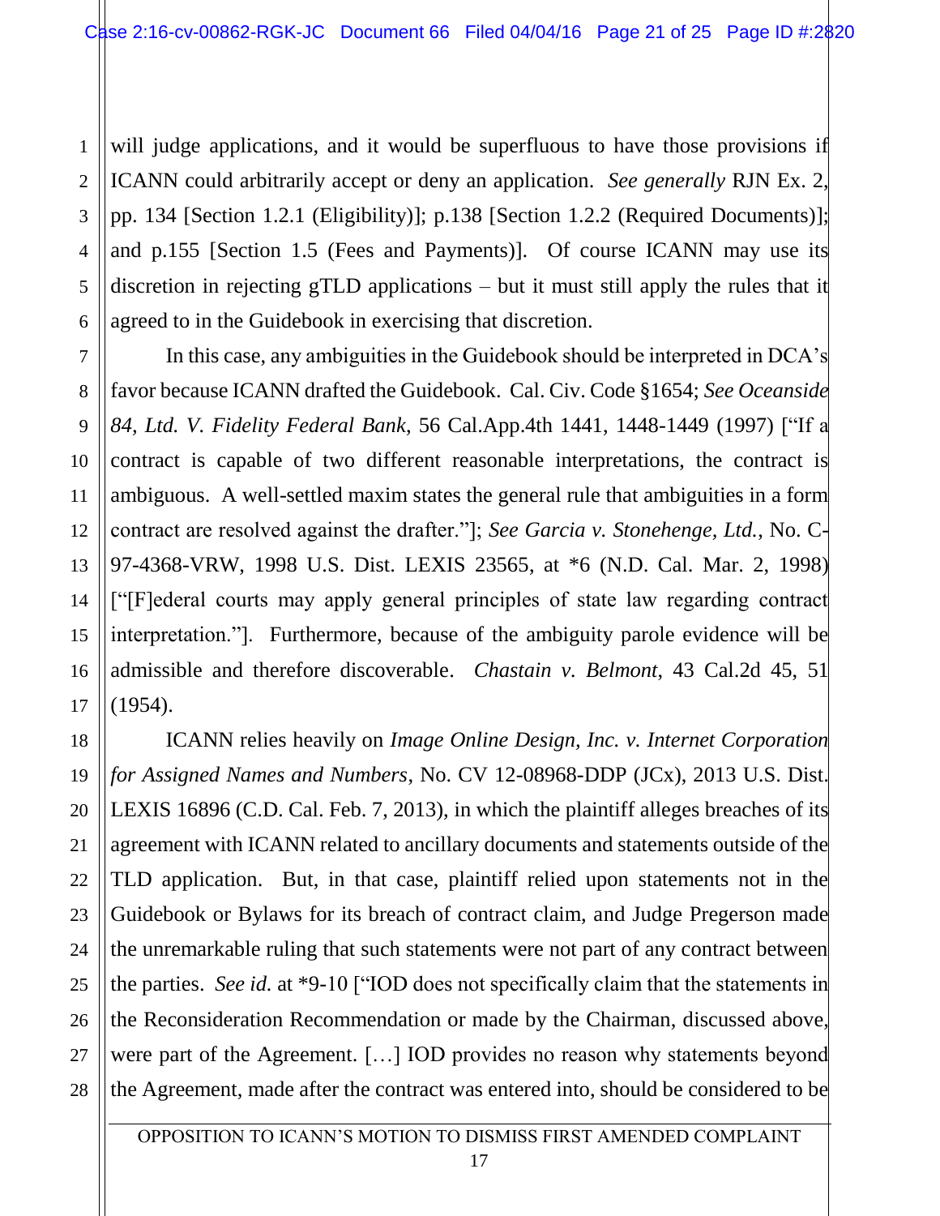will judge applications, and it would be superfluous to have those provisions if ICANN could arbitrarily accept or deny an application. *See generally* RJN Ex. 2, pp. 134 [Section 1.2.1 (Eligibility)]; p.138 [Section 1.2.2 (Required Documents)]; and p.155 [Section 1.5 (Fees and Payments)]. Of course ICANN may use its discretion in rejecting gTLD applications – but it must still apply the rules that it agreed to in the Guidebook in exercising that discretion.

In this case, any ambiguities in the Guidebook should be interpreted in DCA's favor because ICANN drafted the Guidebook. Cal. Civ. Code §1654; *See Oceanside 84, Ltd. V. Fidelity Federal Bank*, 56 Cal.App.4th 1441, 1448-1449 (1997) ["If a contract is capable of two different reasonable interpretations, the contract is ambiguous. A well-settled maxim states the general rule that ambiguities in a form contract are resolved against the drafter."]; *See Garcia v. Stonehenge, Ltd.*, No. C-97-4368-VRW, 1998 U.S. Dist. LEXIS 23565, at *6 (N.D. Cal. Mar. 2, 1998) ["[F]ederal courts may apply general principles of state law regarding contract interpretation."]. Furthermore, because of the ambiguity parole evidence will be admissible and therefore discoverable. *Chastain v. Belmont*, 43 Cal.2d 45, 51 (1954).

ICANN relies heavily on *Image Online Design, Inc. v. Internet Corporation for Assigned Names and Numbers*, No. CV 12-08968-DDP (JCx), 2013 U.S. Dist. LEXIS 16896 (C.D. Cal. Feb. 7, 2013), in which the plaintiff alleges breaches of its agreement with ICANN related to ancillary documents and statements outside of the TLD application. But, in that case, plaintiff relied upon statements not in the Guidebook or Bylaws for its breach of contract claim, and Judge Pregerson made the unremarkable ruling that such statements were not part of any contract between the parties. *See id.* at *9-10 ["IOD does not specifically claim that the statements in the Reconsideration Recommendation or made by the Chairman, discussed above, were part of the Agreement. […] IOD provides no reason why statements beyond the Agreement, made after the contract was entered into, should be considered to be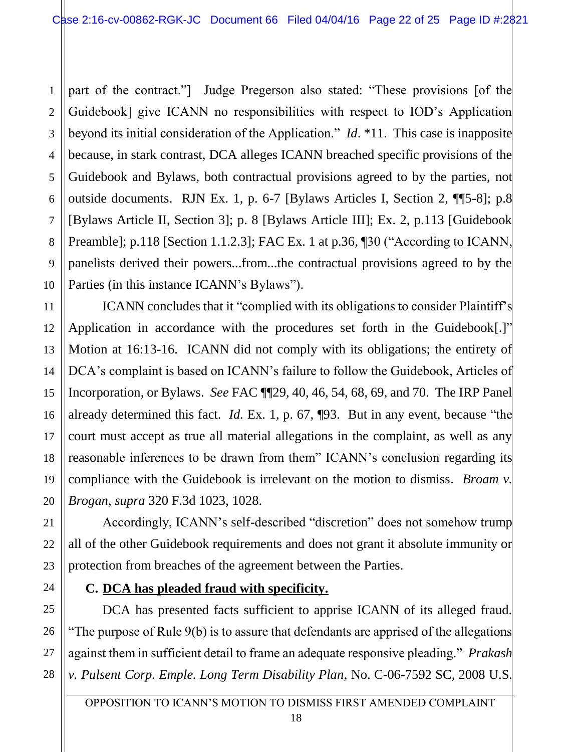part of the contract."] Judge Pregerson also stated: "These provisions [of the Guidebook] give ICANN no responsibilities with respect to IOD's Application beyond its initial consideration of the Application." *Id*. *11. This case is inapposite because, in stark contrast, DCA alleges ICANN breached specific provisions of the Guidebook and Bylaws, both contractual provisions agreed to by the parties, not outside documents. RJN Ex. 1, p. 6-7 [Bylaws Articles I, Section 2, ¶¶5-8]; p.8 [Bylaws Article II, Section 3]; p. 8 [Bylaws Article III]; Ex. 2, p.113 [Guidebook Preamble]; p.118 [Section 1.1.2.3]; FAC Ex. 1 at p.36, ¶30 ("According to ICANN, panelists derived their powers...from...the contractual provisions agreed to by the Parties (in this instance ICANN's Bylaws").

ICANN concludes that it "complied with its obligations to consider Plaintiff's Application in accordance with the procedures set forth in the Guidebook[.]" Motion at 16:13-16. ICANN did not comply with its obligations; the entirety of DCA's complaint is based on ICANN's failure to follow the Guidebook, Articles of Incorporation, or Bylaws. *See* FAC ¶¶29, 40, 46, 54, 68, 69, and 70. The IRP Panel already determined this fact. *Id.* Ex. 1, p. 67, ¶93. But in any event, because "the court must accept as true all material allegations in the complaint, as well as any reasonable inferences to be drawn from them" ICANN's conclusion regarding its compliance with the Guidebook is irrelevant on the motion to dismiss. *Broam v. Brogan, supra* 320 F.3d 1023, 1028.

Accordingly, ICANN's self-described "discretion" does not somehow trump all of the other Guidebook requirements and does not grant it absolute immunity or protection from breaches of the agreement between the Parties.

### C. <u>DCA has pleaded fraud with specificity.</u>

DCA has presented facts sufficient to apprise ICANN of its alleged fraud. "The purpose of Rule 9(b) is to assure that defendants are apprised of the allegations against them in sufficient detail to frame an adequate responsive pleading." *Prakash v. Pulsent Corp. Emple. Long Term Disability Plan*, No. C-06-7592 SC, 2008 U.S.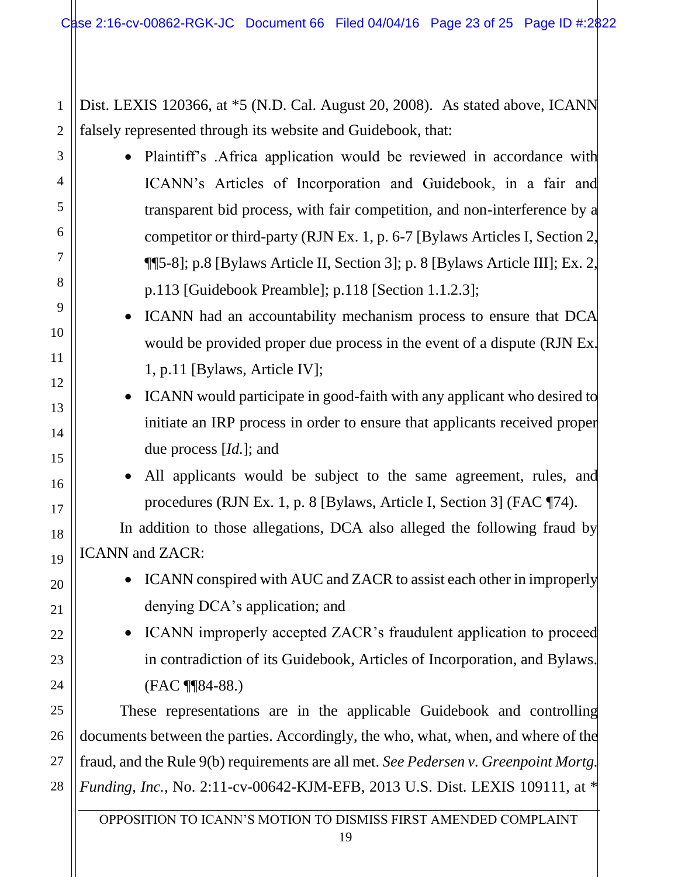Dist. LEXIS 120366, at *5 (N.D. Cal. August 20, 2008). As stated above, ICANN falsely represented through its website and Guidebook, that:

- Plaintiff's .Africa application would be reviewed in accordance with ICANN's Articles of Incorporation and Guidebook, in a fair and transparent bid process, with fair competition, and non-interference by a competitor or third-party (RJN Ex. 1, p. 6-7 [Bylaws Articles I, Section 2, ¶¶5-8]; p.8 [Bylaws Article II, Section 3]; p. 8 [Bylaws Article III]; Ex. 2, p.113 [Guidebook Preamble]; p.118 [Section 1.1.2.3];
- ICANN had an accountability mechanism process to ensure that DCA would be provided proper due process in the event of a dispute (RJN Ex. 1, p.11 [Bylaws, Article IV];
- ICANN would participate in good-faith with any applicant who desired to initiate an IRP process in order to ensure that applicants received proper due process [*Id.*]; and
- All applicants would be subject to the same agreement, rules, and procedures (RJN Ex. 1, p. 8 [Bylaws, Article I, Section 3] (FAC ¶74).

In addition to those allegations, DCA also alleged the following fraud by ICANN and ZACR:

- ICANN conspired with AUC and ZACR to assist each other in improperly denying DCA's application; and
- ICANN improperly accepted ZACR's fraudulent application to proceed in contradiction of its Guidebook, Articles of Incorporation, and Bylaws. (FAC ¶¶84-88.)

These representations are in the applicable Guidebook and controlling documents between the parties. Accordingly, the who, what, when, and where of the fraud, and the Rule 9(b) requirements are all met. *See Pedersen v. Greenpoint Mortg. Funding, Inc.*, No. 2:11-cv-00642-KJM-EFB, 2013 U.S. Dist. LEXIS 109111, at *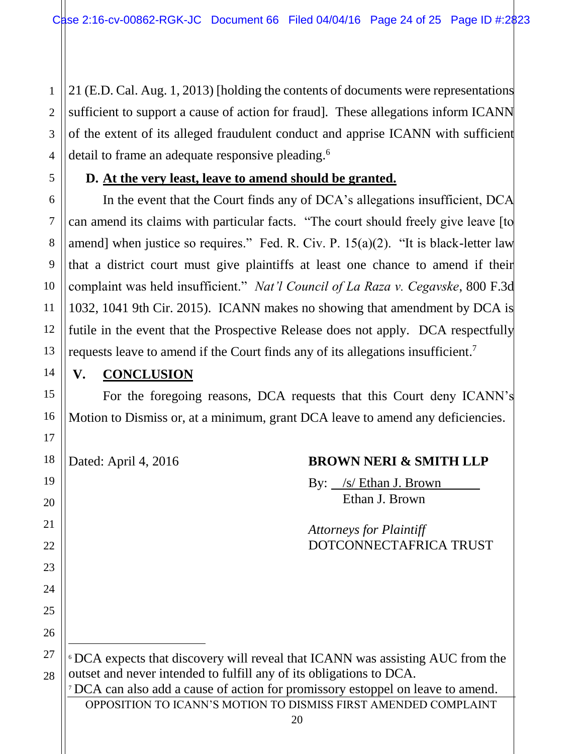21 (E.D. Cal. Aug. 1, 2013) [holding the contents of documents were representations sufficient to support a cause of action for fraud]. These allegations inform ICANN of the extent of its alleged fraudulent conduct and apprise ICANN with sufficient detail to frame an adequate responsive pleading.[6]

**D. <u>At the very least, leave to amend should be granted.</u>**

In the event that the Court finds any of DCA's allegations insufficient, DCA can amend its claims with particular facts. "The court should freely give leave [to amend] when justice so requires." Fed. R. Civ. P. 15(a)(2). "It is black-letter law that a district court must give plaintiffs at least one chance to amend if their complaint was held insufficient." *Nat'l Council of La Raza v. Cegavske*, 800 F.3d 1032, 1041 9th Cir. 2015). ICANN makes no showing that amendment by DCA is futile in the event that the Prospective Release does not apply. DCA respectfully requests leave to amend if the Court finds any of its allegations insufficient.[7]

## V. CONCLUSION

For the foregoing reasons, DCA requests that this Court deny ICANN's Motion to Dismiss or, at a minimum, grant DCA leave to amend any deficiencies.

Dated: April 4, 2016

**BROWN NERI & SMITH LLP**

By: /s/ Ethan J. Brown
Ethan J. Brown

*Attorneys for Plaintiff*
DOTCONNECTAFRICA TRUST

---

[6] DCA expects that discovery will reveal that ICANN was assisting AUC from the outset and never intended to fulfill any of its obligations to DCA.

[7] DCA can also add a cause of action for promissory estoppel on leave to amend.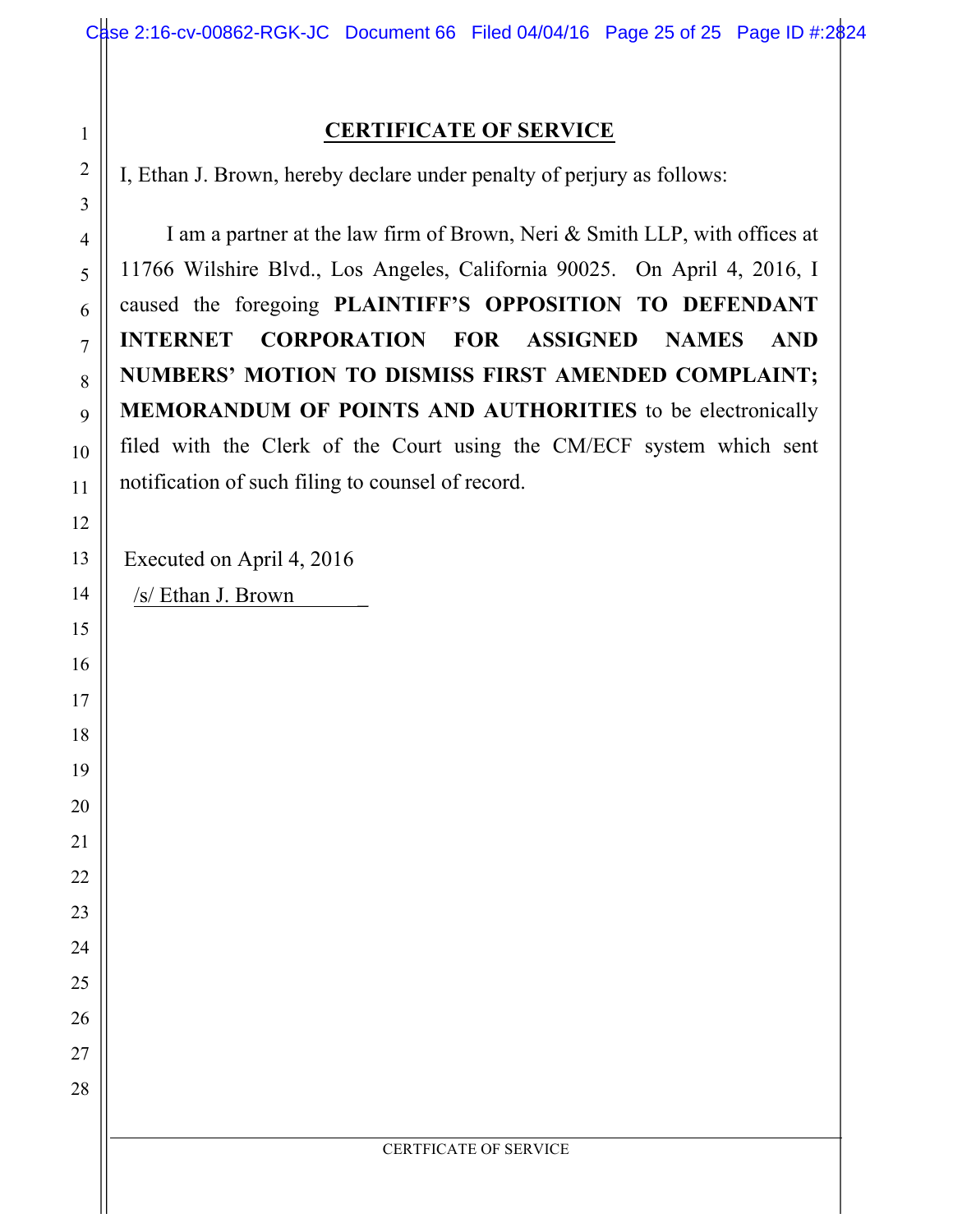# CERTIFICATE OF SERVICE

I, Ethan J. Brown, hereby declare under penalty of perjury as follows:

I am a partner at the law firm of Brown, Neri & Smith LLP, with offices at 11766 Wilshire Blvd., Los Angeles, California 90025. On April 4, 2016, I caused the foregoing **PLAINTIFF'S OPPOSITION TO DEFENDANT INTERNET CORPORATION FOR ASSIGNED NAMES AND NUMBERS' MOTION TO DISMISS FIRST AMENDED COMPLAINT; MEMORANDUM OF POINTS AND AUTHORITIES** to be electronically filed with the Clerk of the Court using the CM/ECF system which sent notification of such filing to counsel of record.

Executed on April 4, 2016

/s/ Ethan J. Brown